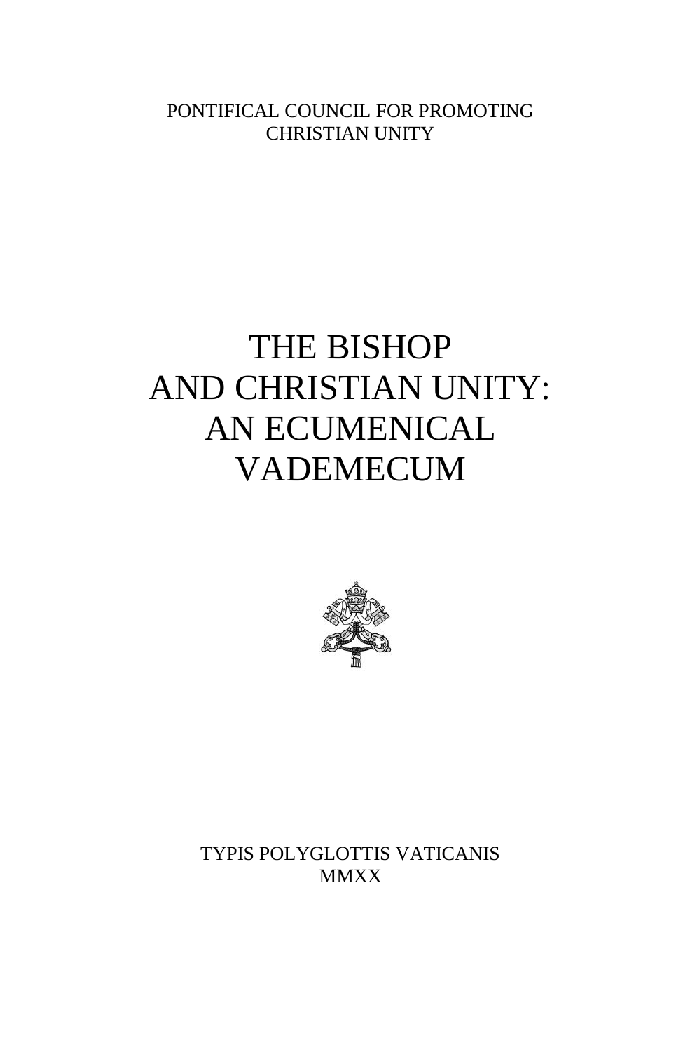PONTIFICAL COUNCIL FOR PROMOTING CHRISTIAN UNITY

# THE BISHOP AND CHRISTIAN UNITY: AN ECUMENICAL VADEMECUM

TYPIS POLYGLOTTIS VATICANIS
MMXX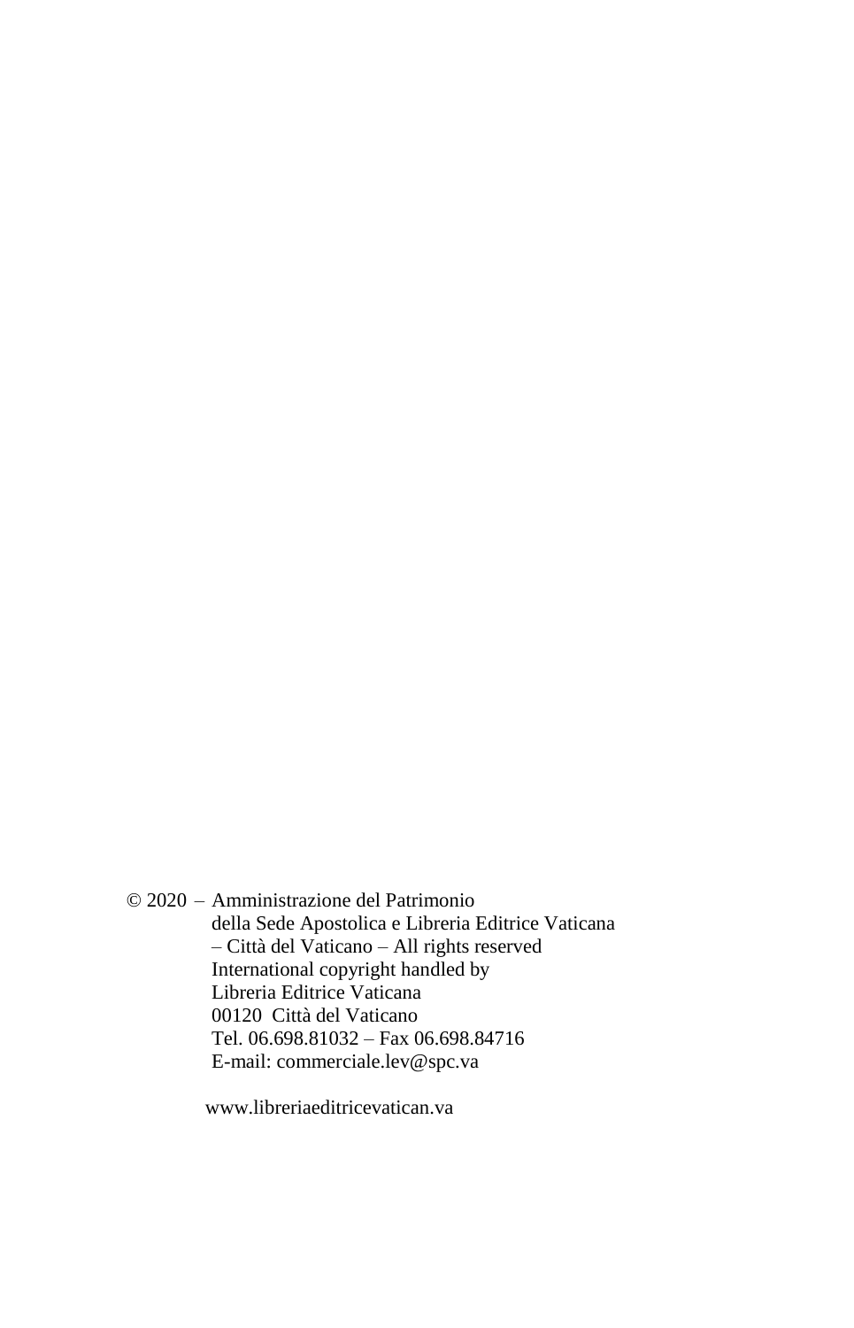© 2020 – Amministrazione del Patrimonio
della Sede Apostolica e Libreria Editrice Vaticana
– Città del Vaticano – All rights reserved
International copyright handled by
Libreria Editrice Vaticana
00120 Città del Vaticano
Tel. 06.698.81032 – Fax 06.698.84716
E-mail: commerciale.lev@spc.va

www.libreriaeditricevatican.va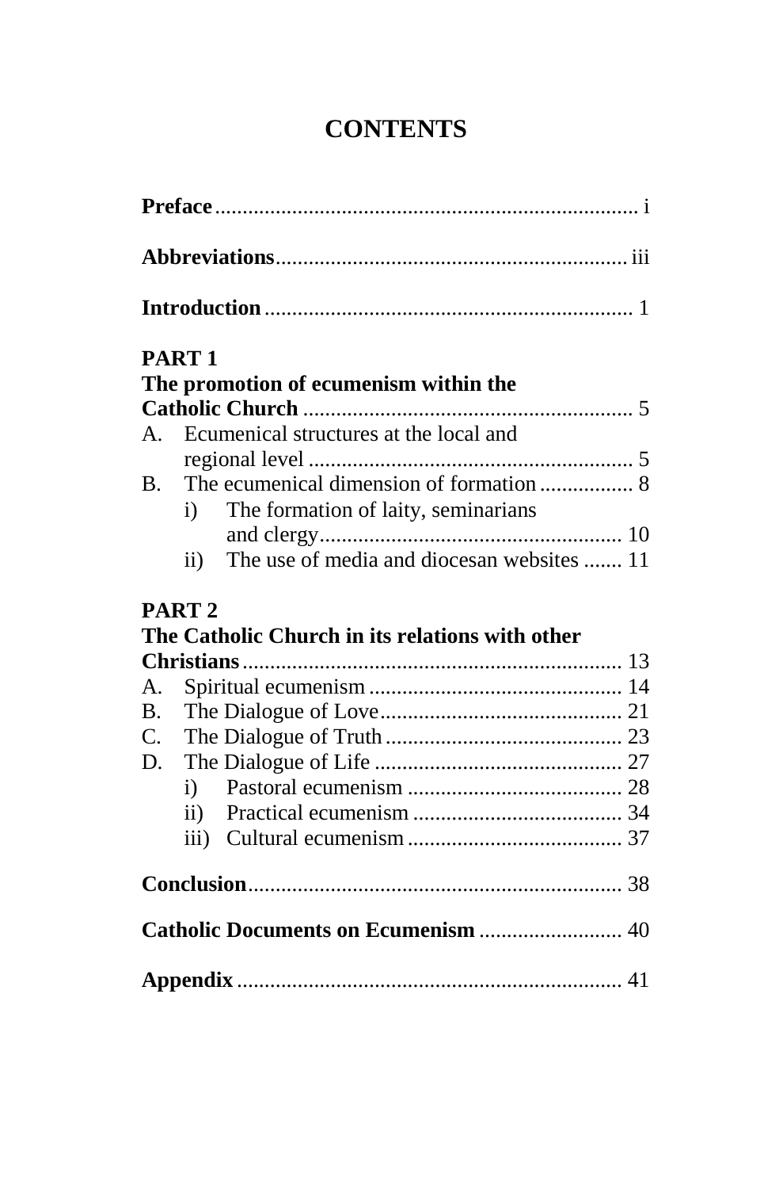# CONTENTS

**Preface** ............................................................................. i

**Abbreviations**................................................................ iii

**Introduction** ................................................................... 1

**PART 1**
**The promotion of ecumenism within the Catholic Church** ............................................................ 5

A. Ecumenical structures at the local and regional level ........................................................... 5

B. The ecumenical dimension of formation ................. 8

    i) The formation of laity, seminarians and clergy........................................................ 10

    ii) The use of media and diocesan websites ....... 11

**PART 2**
**The Catholic Church in its relations with other Christians**..................................................................... 13

A. Spiritual ecumenism .............................................. 14

B. The Dialogue of Love............................................ 21

C. The Dialogue of Truth ........................................... 23

D. The Dialogue of Life ............................................. 27

    i) Pastoral ecumenism ....................................... 28

    ii) Practical ecumenism ...................................... 34

    iii) Cultural ecumenism ....................................... 37

**Conclusion**.................................................................... 38

**Catholic Documents on Ecumenism** .......................... 40

**Appendix** ...................................................................... 41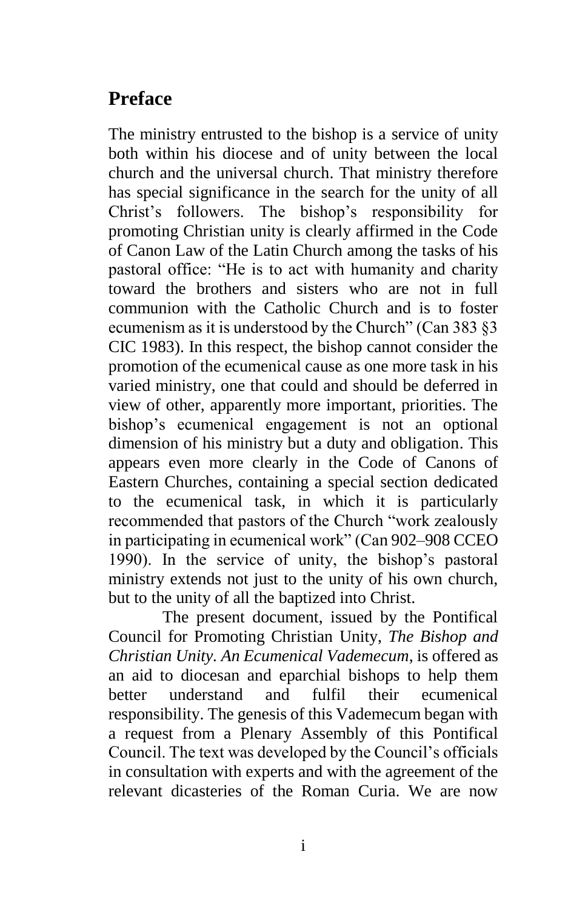## Preface

The ministry entrusted to the bishop is a service of unity both within his diocese and of unity between the local church and the universal church. That ministry therefore has special significance in the search for the unity of all Christ's followers. The bishop's responsibility for promoting Christian unity is clearly affirmed in the Code of Canon Law of the Latin Church among the tasks of his pastoral office: "He is to act with humanity and charity toward the brothers and sisters who are not in full communion with the Catholic Church and is to foster ecumenism as it is understood by the Church" (Can 383 §3 CIC 1983). In this respect, the bishop cannot consider the promotion of the ecumenical cause as one more task in his varied ministry, one that could and should be deferred in view of other, apparently more important, priorities. The bishop's ecumenical engagement is not an optional dimension of his ministry but a duty and obligation. This appears even more clearly in the Code of Canons of Eastern Churches, containing a special section dedicated to the ecumenical task, in which it is particularly recommended that pastors of the Church "work zealously in participating in ecumenical work" (Can 902–908 CCEO 1990). In the service of unity, the bishop's pastoral ministry extends not just to the unity of his own church, but to the unity of all the baptized into Christ.

The present document, issued by the Pontifical Council for Promoting Christian Unity, *The Bishop and Christian Unity. An Ecumenical Vademecum*, is offered as an aid to diocesan and eparchial bishops to help them better understand and fulfil their ecumenical responsibility. The genesis of this Vademecum began with a request from a Plenary Assembly of this Pontifical Council. The text was developed by the Council's officials in consultation with experts and with the agreement of the relevant dicasteries of the Roman Curia. We are now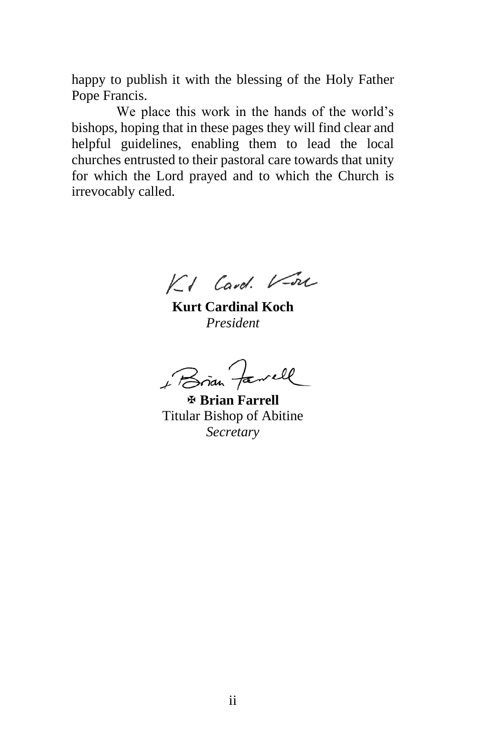happy to publish it with the blessing of the Holy Father Pope Francis.

We place this work in the hands of the world's bishops, hoping that in these pages they will find clear and helpful guidelines, enabling them to lead the local churches entrusted to their pastoral care towards that unity for which the Lord prayed and to which the Church is irrevocably called.

**Kurt Cardinal Koch**
*President*

✠ **Brian Farrell**
Titular Bishop of Abitine
*Secretary*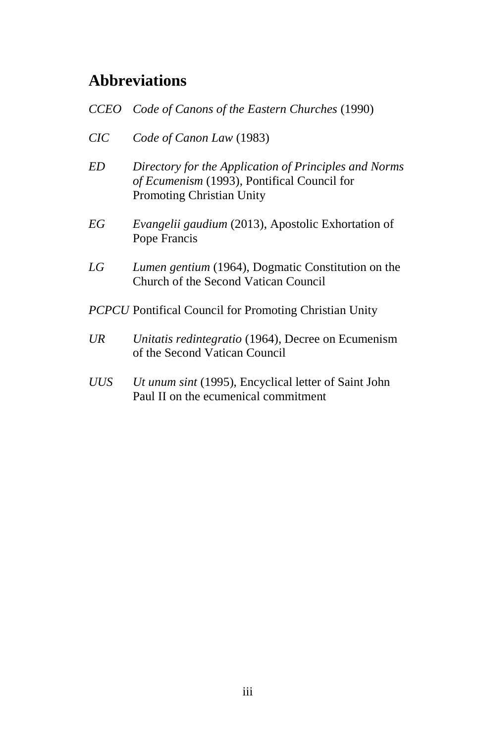## Abbreviations

*CCEO* *Code of Canons of the Eastern Churches* (1990)

*CIC* *Code of Canon Law* (1983)

*ED* *Directory for the Application of Principles and Norms of Ecumenism* (1993), Pontifical Council for Promoting Christian Unity

*EG* *Evangelii gaudium* (2013), Apostolic Exhortation of Pope Francis

*LG* *Lumen gentium* (1964), Dogmatic Constitution on the Church of the Second Vatican Council

*PCPCU* Pontifical Council for Promoting Christian Unity

*UR* *Unitatis redintegratio* (1964), Decree on Ecumenism of the Second Vatican Council

*UUS* *Ut unum sint* (1995), Encyclical letter of Saint John Paul II on the ecumenical commitment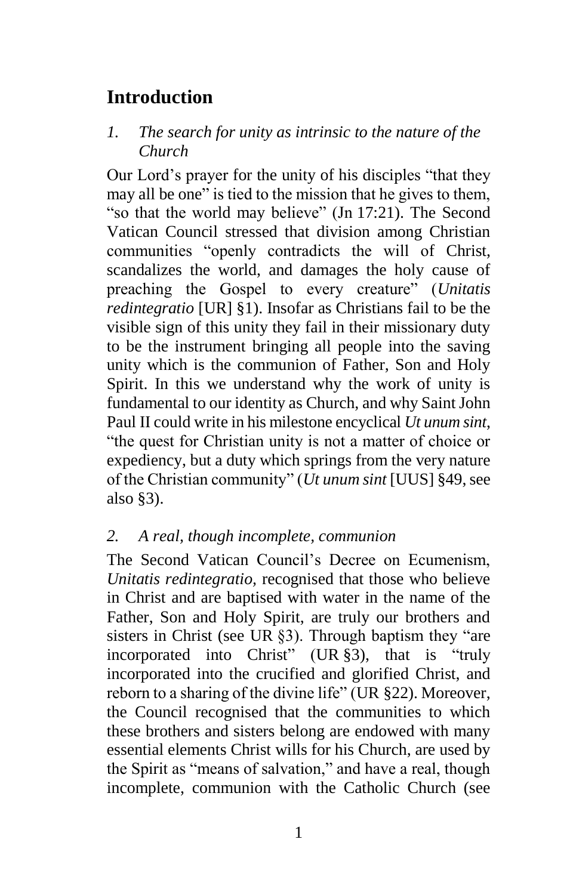# Introduction

## *1. The search for unity as intrinsic to the nature of the Church*

Our Lord's prayer for the unity of his disciples "that they may all be one" is tied to the mission that he gives to them, "so that the world may believe" (Jn 17:21). The Second Vatican Council stressed that division among Christian communities "openly contradicts the will of Christ, scandalizes the world, and damages the holy cause of preaching the Gospel to every creature" (*Unitatis redintegratio* [UR] §1). Insofar as Christians fail to be the visible sign of this unity they fail in their missionary duty to be the instrument bringing all people into the saving unity which is the communion of Father, Son and Holy Spirit. In this we understand why the work of unity is fundamental to our identity as Church, and why Saint John Paul II could write in his milestone encyclical *Ut unum sint*, "the quest for Christian unity is not a matter of choice or expediency, but a duty which springs from the very nature of the Christian community" (*Ut unum sint* [UUS] §49, see also §3).

## *2. A real, though incomplete, communion*

The Second Vatican Council's Decree on Ecumenism, *Unitatis redintegratio,* recognised that those who believe in Christ and are baptised with water in the name of the Father, Son and Holy Spirit, are truly our brothers and sisters in Christ (see UR §3). Through baptism they "are incorporated into Christ" (UR §3), that is "truly incorporated into the crucified and glorified Christ, and reborn to a sharing of the divine life" (UR §22). Moreover, the Council recognised that the communities to which these brothers and sisters belong are endowed with many essential elements Christ wills for his Church, are used by the Spirit as "means of salvation," and have a real, though incomplete, communion with the Catholic Church (see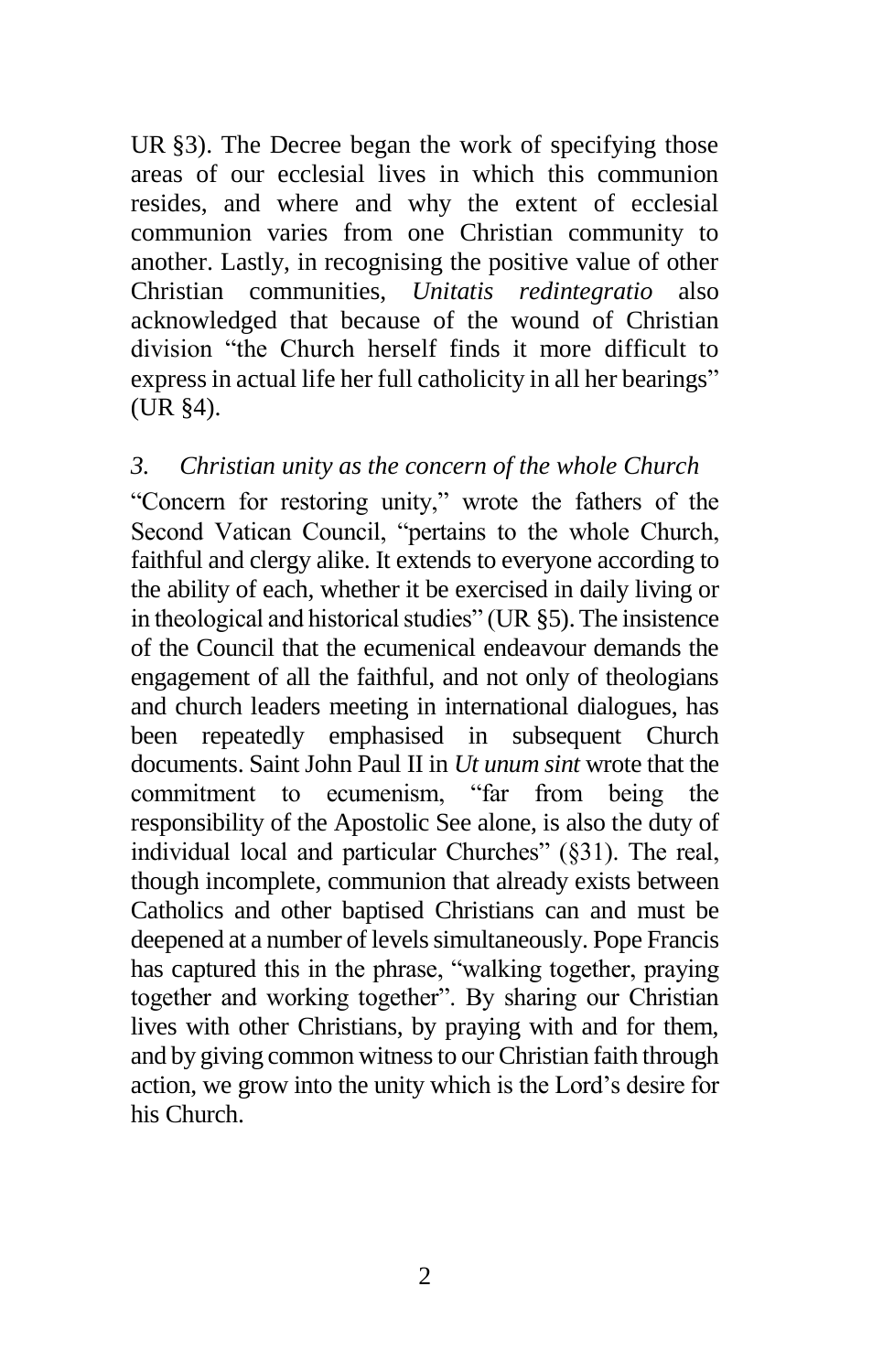UR §3). The Decree began the work of specifying those areas of our ecclesial lives in which this communion resides, and where and why the extent of ecclesial communion varies from one Christian community to another. Lastly, in recognising the positive value of other Christian communities, *Unitatis redintegratio* also acknowledged that because of the wound of Christian division "the Church herself finds it more difficult to express in actual life her full catholicity in all her bearings" (UR §4).

### *3. Christian unity as the concern of the whole Church*

"Concern for restoring unity," wrote the fathers of the Second Vatican Council, "pertains to the whole Church, faithful and clergy alike. It extends to everyone according to the ability of each, whether it be exercised in daily living or in theological and historical studies" (UR §5). The insistence of the Council that the ecumenical endeavour demands the engagement of all the faithful, and not only of theologians and church leaders meeting in international dialogues, has been repeatedly emphasised in subsequent Church documents. Saint John Paul II in *Ut unum sint* wrote that the commitment to ecumenism, "far from being the responsibility of the Apostolic See alone, is also the duty of individual local and particular Churches" (§31). The real, though incomplete, communion that already exists between Catholics and other baptised Christians can and must be deepened at a number of levels simultaneously. Pope Francis has captured this in the phrase, "walking together, praying together and working together". By sharing our Christian lives with other Christians, by praying with and for them, and by giving common witness to our Christian faith through action, we grow into the unity which is the Lord's desire for his Church.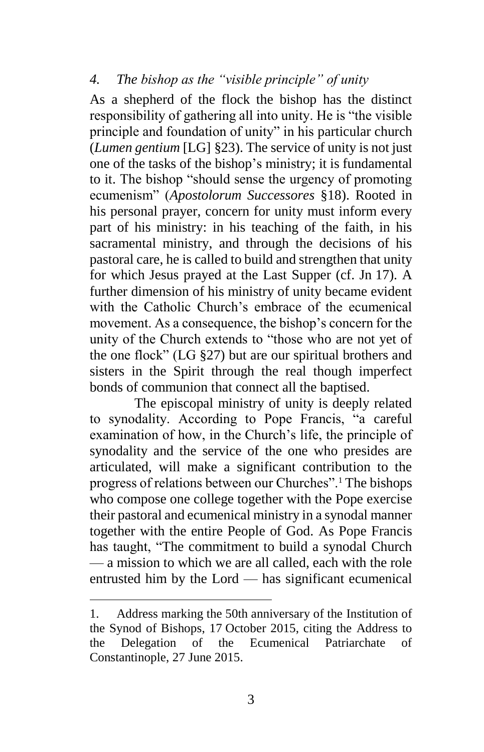### *4. The bishop as the "visible principle" of unity*

As a shepherd of the flock the bishop has the distinct responsibility of gathering all into unity. He is "the visible principle and foundation of unity" in his particular church (*Lumen gentium* [LG] §23). The service of unity is not just one of the tasks of the bishop's ministry; it is fundamental to it. The bishop "should sense the urgency of promoting ecumenism" (*Apostolorum Successores* §18). Rooted in his personal prayer, concern for unity must inform every part of his ministry: in his teaching of the faith, in his sacramental ministry, and through the decisions of his pastoral care, he is called to build and strengthen that unity for which Jesus prayed at the Last Supper (cf. Jn 17). A further dimension of his ministry of unity became evident with the Catholic Church's embrace of the ecumenical movement. As a consequence, the bishop's concern for the unity of the Church extends to "those who are not yet of the one flock" (LG §27) but are our spiritual brothers and sisters in the Spirit through the real though imperfect bonds of communion that connect all the baptised.

The episcopal ministry of unity is deeply related to synodality. According to Pope Francis, "a careful examination of how, in the Church's life, the principle of synodality and the service of the one who presides are articulated, will make a significant contribution to the progress of relations between our Churches".[1] The bishops who compose one college together with the Pope exercise their pastoral and ecumenical ministry in a synodal manner together with the entire People of God. As Pope Francis has taught, "The commitment to build a synodal Church — a mission to which we are all called, each with the role entrusted him by the Lord — has significant ecumenical

---

1. Address marking the 50th anniversary of the Institution of the Synod of Bishops, 17 October 2015, citing the Address to the Delegation of the Ecumenical Patriarchate of Constantinople, 27 June 2015.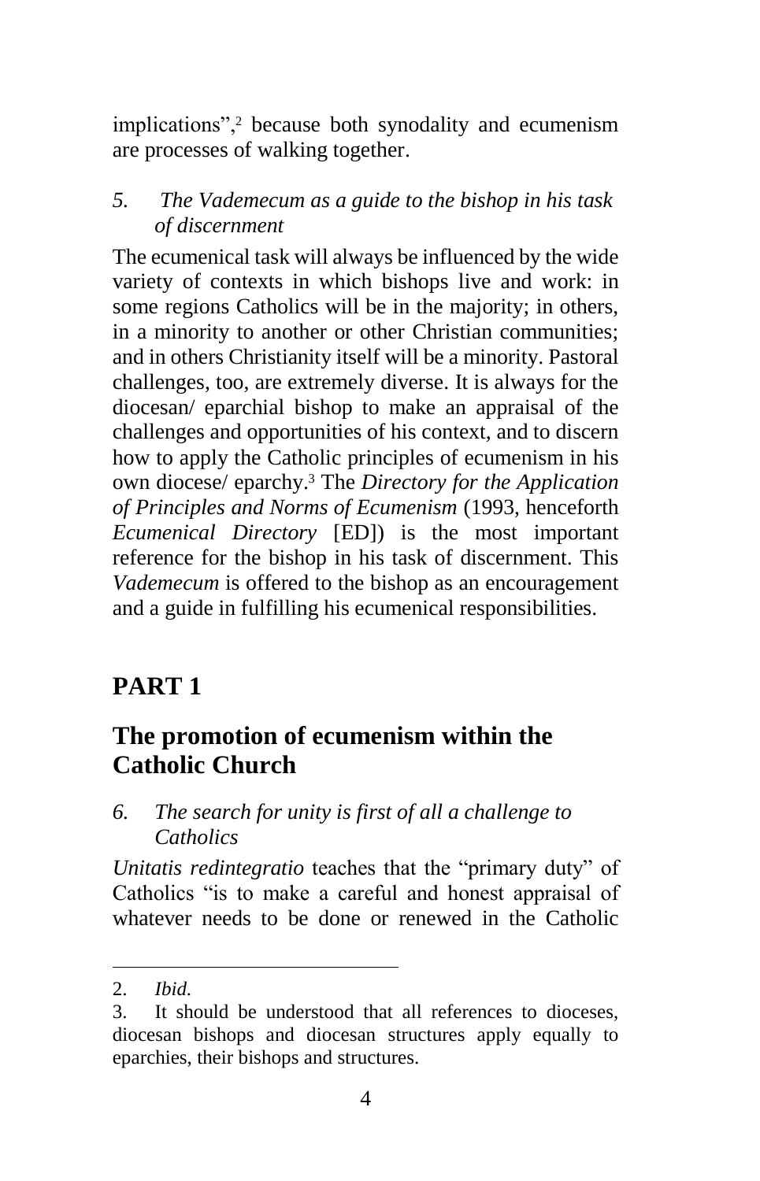implications”,[2] because both synodality and ecumenism are processes of walking together.

### *5. The Vademecum as a guide to the bishop in his task of discernment*

The ecumenical task will always be influenced by the wide variety of contexts in which bishops live and work: in some regions Catholics will be in the majority; in others, in a minority to another or other Christian communities; and in others Christianity itself will be a minority. Pastoral challenges, too, are extremely diverse. It is always for the diocesan/ eparchial bishop to make an appraisal of the challenges and opportunities of his context, and to discern how to apply the Catholic principles of ecumenism in his own diocese/ eparchy.[3] The *Directory for the Application of Principles and Norms of Ecumenism* (1993, henceforth *Ecumenical Directory* [ED]) is the most important reference for the bishop in his task of discernment. This *Vademecum* is offered to the bishop as an encouragement and a guide in fulfilling his ecumenical responsibilities.

# PART 1

## The promotion of ecumenism within the Catholic Church

### *6. The search for unity is first of all a challenge to Catholics*

*Unitatis redintegratio* teaches that the “primary duty” of Catholics “is to make a careful and honest appraisal of whatever needs to be done or renewed in the Catholic

---

2. *Ibid.*

3. It should be understood that all references to dioceses, diocesan bishops and diocesan structures apply equally to eparchies, their bishops and structures.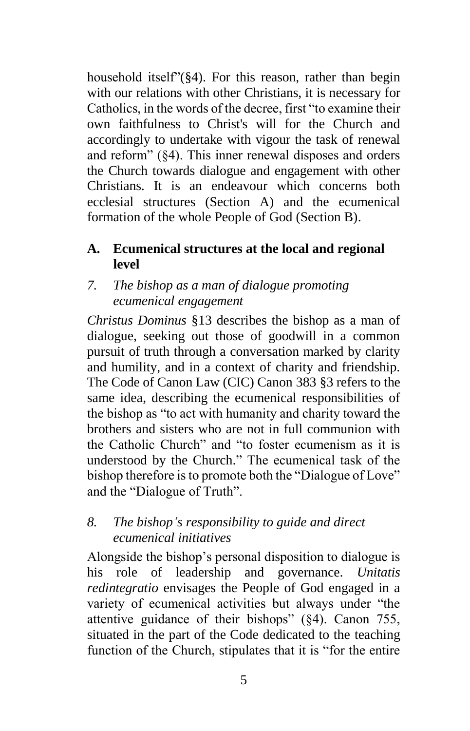household itself"(§4). For this reason, rather than begin with our relations with other Christians, it is necessary for Catholics, in the words of the decree, first "to examine their own faithfulness to Christ's will for the Church and accordingly to undertake with vigour the task of renewal and reform" (§4). This inner renewal disposes and orders the Church towards dialogue and engagement with other Christians. It is an endeavour which concerns both ecclesial structures (Section A) and the ecumenical formation of the whole People of God (Section B).

## A. Ecumenical structures at the local and regional level

### *7. The bishop as a man of dialogue promoting ecumenical engagement*

*Christus Dominus* §13 describes the bishop as a man of dialogue, seeking out those of goodwill in a common pursuit of truth through a conversation marked by clarity and humility, and in a context of charity and friendship. The Code of Canon Law (CIC) Canon 383 §3 refers to the same idea, describing the ecumenical responsibilities of the bishop as "to act with humanity and charity toward the brothers and sisters who are not in full communion with the Catholic Church" and "to foster ecumenism as it is understood by the Church." The ecumenical task of the bishop therefore is to promote both the "Dialogue of Love" and the "Dialogue of Truth".

### *8. The bishop's responsibility to guide and direct ecumenical initiatives*

Alongside the bishop's personal disposition to dialogue is his role of leadership and governance. *Unitatis redintegratio* envisages the People of God engaged in a variety of ecumenical activities but always under "the attentive guidance of their bishops" (§4). Canon 755, situated in the part of the Code dedicated to the teaching function of the Church, stipulates that it is "for the entire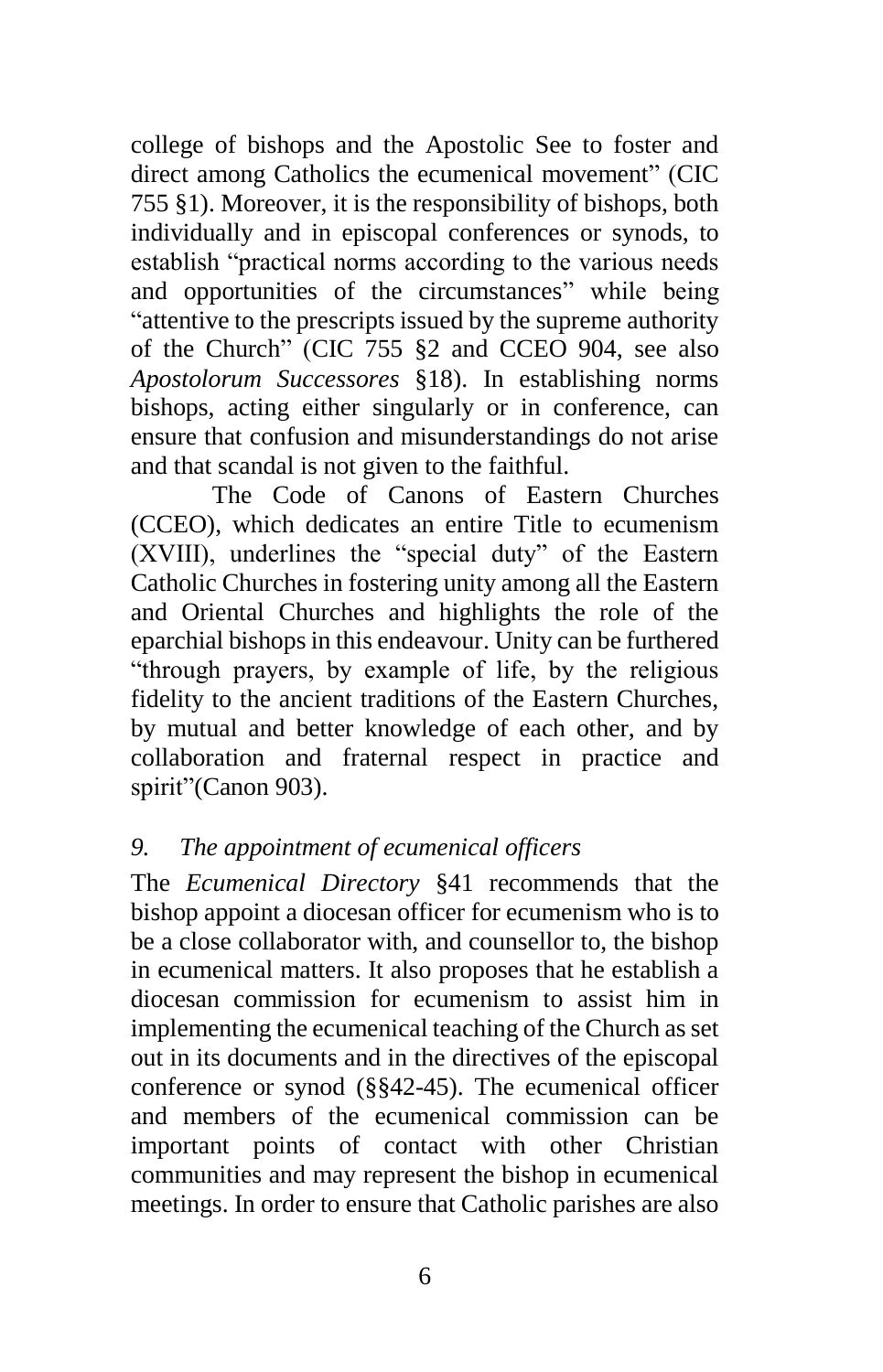college of bishops and the Apostolic See to foster and direct among Catholics the ecumenical movement" (CIC 755 §1). Moreover, it is the responsibility of bishops, both individually and in episcopal conferences or synods, to establish "practical norms according to the various needs and opportunities of the circumstances" while being "attentive to the prescripts issued by the supreme authority of the Church" (CIC 755 §2 and CCEO 904, see also *Apostolorum Successores* §18). In establishing norms bishops, acting either singularly or in conference, can ensure that confusion and misunderstandings do not arise and that scandal is not given to the faithful.

The Code of Canons of Eastern Churches (CCEO), which dedicates an entire Title to ecumenism (XVIII), underlines the "special duty" of the Eastern Catholic Churches in fostering unity among all the Eastern and Oriental Churches and highlights the role of the eparchial bishops in this endeavour. Unity can be furthered "through prayers, by example of life, by the religious fidelity to the ancient traditions of the Eastern Churches, by mutual and better knowledge of each other, and by collaboration and fraternal respect in practice and spirit"(Canon 903).

### *9. The appointment of ecumenical officers*

The *Ecumenical Directory* §41 recommends that the bishop appoint a diocesan officer for ecumenism who is to be a close collaborator with, and counsellor to, the bishop in ecumenical matters. It also proposes that he establish a diocesan commission for ecumenism to assist him in implementing the ecumenical teaching of the Church as set out in its documents and in the directives of the episcopal conference or synod (§§42-45). The ecumenical officer and members of the ecumenical commission can be important points of contact with other Christian communities and may represent the bishop in ecumenical meetings. In order to ensure that Catholic parishes are also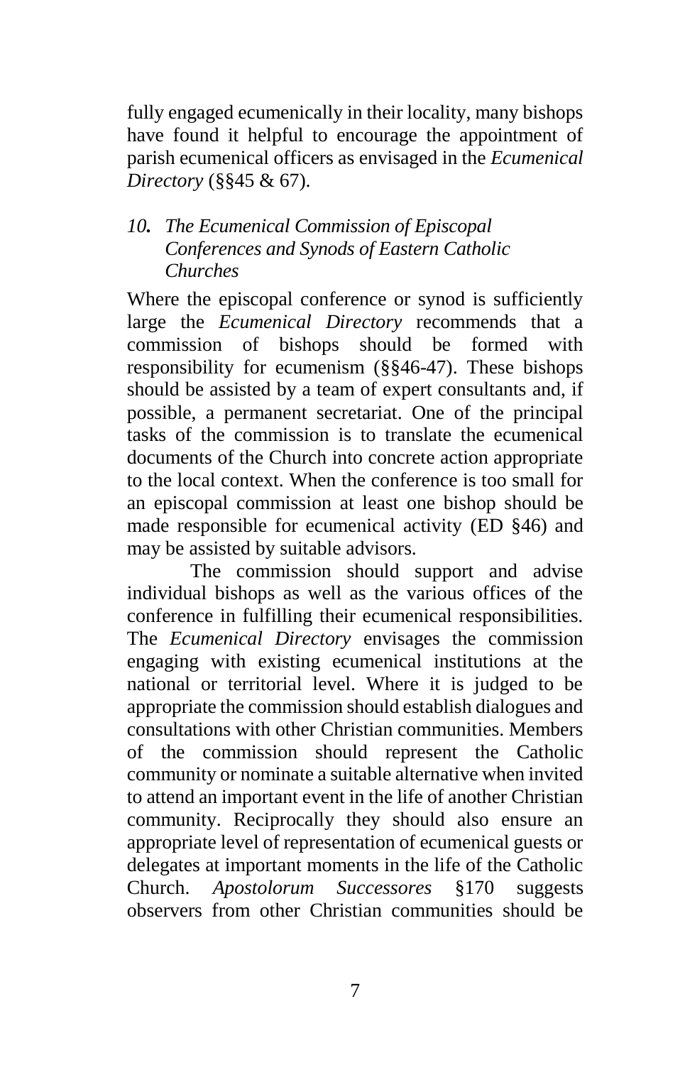fully engaged ecumenically in their locality, many bishops have found it helpful to encourage the appointment of parish ecumenical officers as envisaged in the *Ecumenical Directory* (§§45 & 67).

### *10. The Ecumenical Commission of Episcopal Conferences and Synods of Eastern Catholic Churches*

Where the episcopal conference or synod is sufficiently large the *Ecumenical Directory* recommends that a commission of bishops should be formed with responsibility for ecumenism (§§46-47). These bishops should be assisted by a team of expert consultants and, if possible, a permanent secretariat. One of the principal tasks of the commission is to translate the ecumenical documents of the Church into concrete action appropriate to the local context. When the conference is too small for an episcopal commission at least one bishop should be made responsible for ecumenical activity (ED §46) and may be assisted by suitable advisors.

The commission should support and advise individual bishops as well as the various offices of the conference in fulfilling their ecumenical responsibilities. The *Ecumenical Directory* envisages the commission engaging with existing ecumenical institutions at the national or territorial level. Where it is judged to be appropriate the commission should establish dialogues and consultations with other Christian communities. Members of the commission should represent the Catholic community or nominate a suitable alternative when invited to attend an important event in the life of another Christian community. Reciprocally they should also ensure an appropriate level of representation of ecumenical guests or delegates at important moments in the life of the Catholic Church. *Apostolorum Successores* §170 suggests observers from other Christian communities should be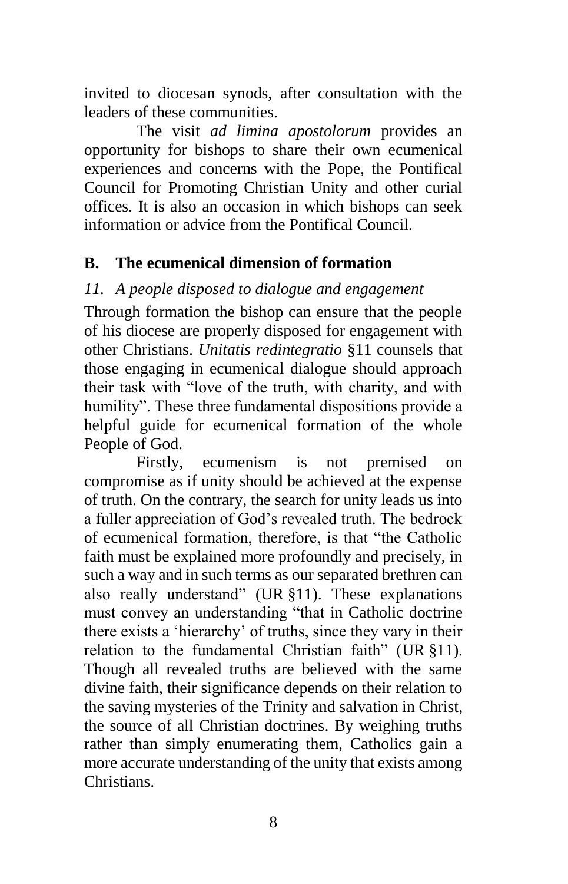invited to diocesan synods, after consultation with the leaders of these communities.

The visit *ad limina apostolorum* provides an opportunity for bishops to share their own ecumenical experiences and concerns with the Pope, the Pontifical Council for Promoting Christian Unity and other curial offices. It is also an occasion in which bishops can seek information or advice from the Pontifical Council.

## B. The ecumenical dimension of formation

### *11. A people disposed to dialogue and engagement*

Through formation the bishop can ensure that the people of his diocese are properly disposed for engagement with other Christians. *Unitatis redintegratio* §11 counsels that those engaging in ecumenical dialogue should approach their task with "love of the truth, with charity, and with humility". These three fundamental dispositions provide a helpful guide for ecumenical formation of the whole People of God.

Firstly, ecumenism is not premised on compromise as if unity should be achieved at the expense of truth. On the contrary, the search for unity leads us into a fuller appreciation of God's revealed truth. The bedrock of ecumenical formation, therefore, is that "the Catholic faith must be explained more profoundly and precisely, in such a way and in such terms as our separated brethren can also really understand" (UR §11). These explanations must convey an understanding "that in Catholic doctrine there exists a 'hierarchy' of truths, since they vary in their relation to the fundamental Christian faith" (UR §11). Though all revealed truths are believed with the same divine faith, their significance depends on their relation to the saving mysteries of the Trinity and salvation in Christ, the source of all Christian doctrines. By weighing truths rather than simply enumerating them, Catholics gain a more accurate understanding of the unity that exists among Christians.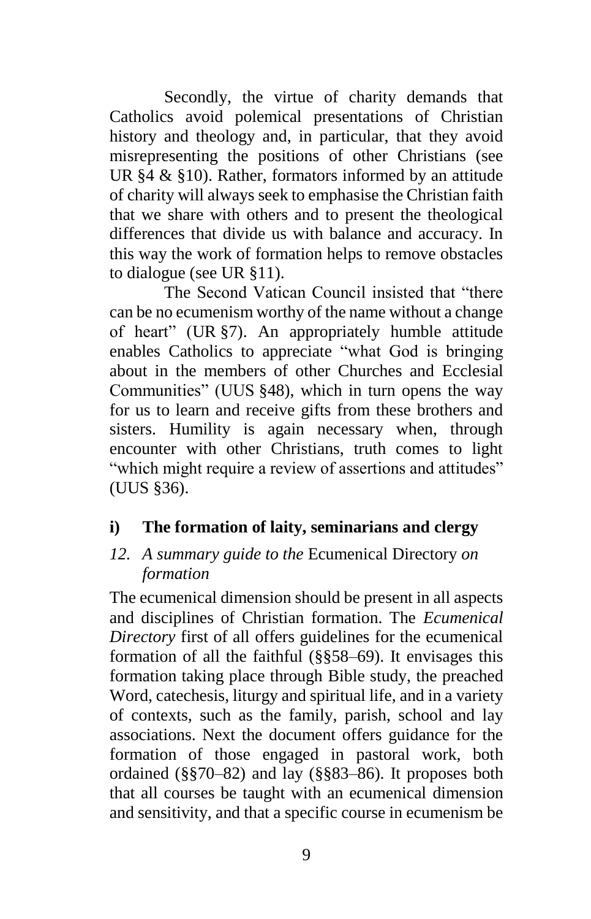Secondly, the virtue of charity demands that Catholics avoid polemical presentations of Christian history and theology and, in particular, that they avoid misrepresenting the positions of other Christians (see UR §4 & §10). Rather, formators informed by an attitude of charity will always seek to emphasise the Christian faith that we share with others and to present the theological differences that divide us with balance and accuracy. In this way the work of formation helps to remove obstacles to dialogue (see UR §11).

The Second Vatican Council insisted that "there can be no ecumenism worthy of the name without a change of heart" (UR §7). An appropriately humble attitude enables Catholics to appreciate "what God is bringing about in the members of other Churches and Ecclesial Communities" (UUS §48), which in turn opens the way for us to learn and receive gifts from these brothers and sisters. Humility is again necessary when, through encounter with other Christians, truth comes to light "which might require a review of assertions and attitudes" (UUS §36).

## i) The formation of laity, seminarians and clergy

### *12. A summary guide to the* Ecumenical Directory *on formation*

The ecumenical dimension should be present in all aspects and disciplines of Christian formation. The *Ecumenical Directory* first of all offers guidelines for the ecumenical formation of all the faithful (§§58–69). It envisages this formation taking place through Bible study, the preached Word, catechesis, liturgy and spiritual life, and in a variety of contexts, such as the family, parish, school and lay associations. Next the document offers guidance for the formation of those engaged in pastoral work, both ordained (§§70–82) and lay (§§83–86). It proposes both that all courses be taught with an ecumenical dimension and sensitivity, and that a specific course in ecumenism be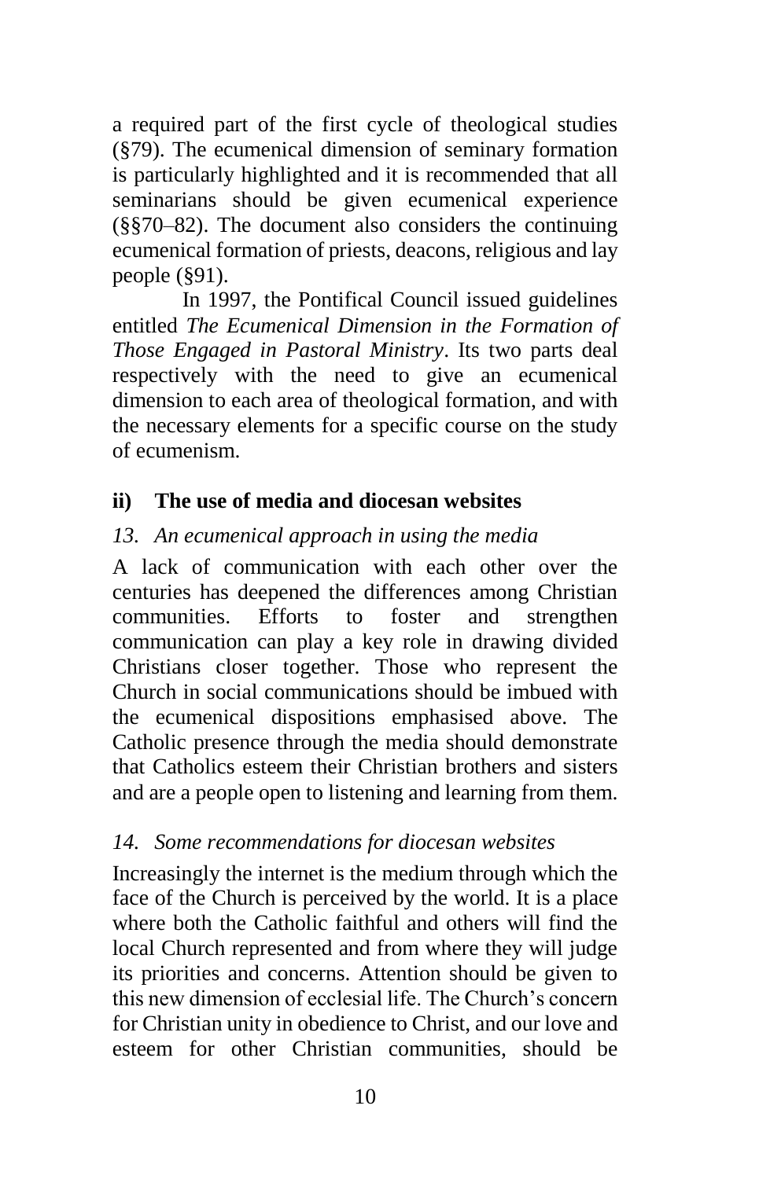a required part of the first cycle of theological studies (§79). The ecumenical dimension of seminary formation is particularly highlighted and it is recommended that all seminarians should be given ecumenical experience (§§70–82). The document also considers the continuing ecumenical formation of priests, deacons, religious and lay people (§91).

In 1997, the Pontifical Council issued guidelines entitled *The Ecumenical Dimension in the Formation of Those Engaged in Pastoral Ministry*. Its two parts deal respectively with the need to give an ecumenical dimension to each area of theological formation, and with the necessary elements for a specific course on the study of ecumenism.

### ii) The use of media and diocesan websites

#### *13. An ecumenical approach in using the media*

A lack of communication with each other over the centuries has deepened the differences among Christian communities. Efforts to foster and strengthen communication can play a key role in drawing divided Christians closer together. Those who represent the Church in social communications should be imbued with the ecumenical dispositions emphasised above. The Catholic presence through the media should demonstrate that Catholics esteem their Christian brothers and sisters and are a people open to listening and learning from them.

#### *14. Some recommendations for diocesan websites*

Increasingly the internet is the medium through which the face of the Church is perceived by the world. It is a place where both the Catholic faithful and others will find the local Church represented and from where they will judge its priorities and concerns. Attention should be given to this new dimension of ecclesial life. The Church's concern for Christian unity in obedience to Christ, and our love and esteem for other Christian communities, should be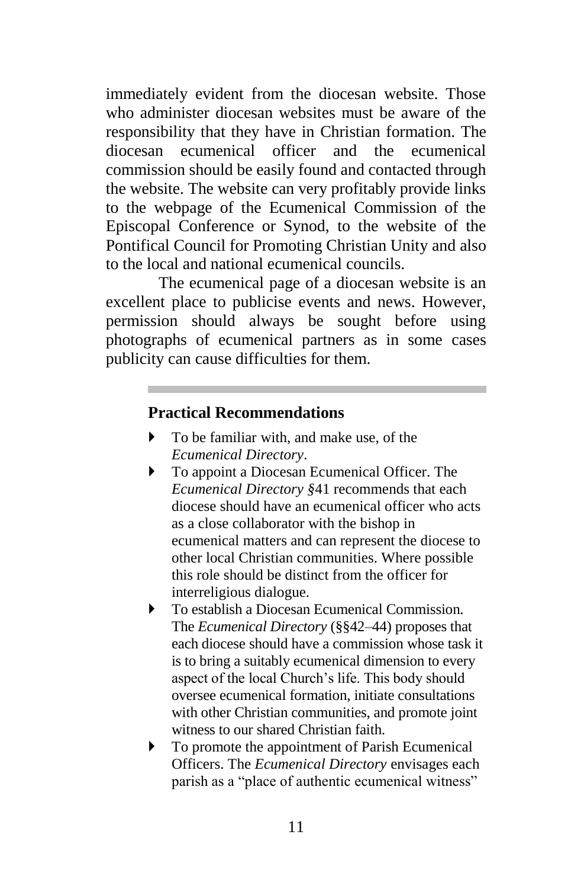immediately evident from the diocesan website. Those who administer diocesan websites must be aware of the responsibility that they have in Christian formation. The diocesan ecumenical officer and the ecumenical commission should be easily found and contacted through the website. The website can very profitably provide links to the webpage of the Ecumenical Commission of the Episcopal Conference or Synod, to the website of the Pontifical Council for Promoting Christian Unity and also to the local and national ecumenical councils.

The ecumenical page of a diocesan website is an excellent place to publicise events and news. However, permission should always be sought before using photographs of ecumenical partners as in some cases publicity can cause difficulties for them.

---

### Practical Recommendations

- To be familiar with, and make use, of the *Ecumenical Directory*.
- To appoint a Diocesan Ecumenical Officer. The *Ecumenical Directory §*41 recommends that each diocese should have an ecumenical officer who acts as a close collaborator with the bishop in ecumenical matters and can represent the diocese to other local Christian communities. Where possible this role should be distinct from the officer for interreligious dialogue.
- To establish a Diocesan Ecumenical Commission. The *Ecumenical Directory* (§§42–44) proposes that each diocese should have a commission whose task it is to bring a suitably ecumenical dimension to every aspect of the local Church's life. This body should oversee ecumenical formation, initiate consultations with other Christian communities, and promote joint witness to our shared Christian faith.
- To promote the appointment of Parish Ecumenical Officers. The *Ecumenical Directory* envisages each parish as a "place of authentic ecumenical witness"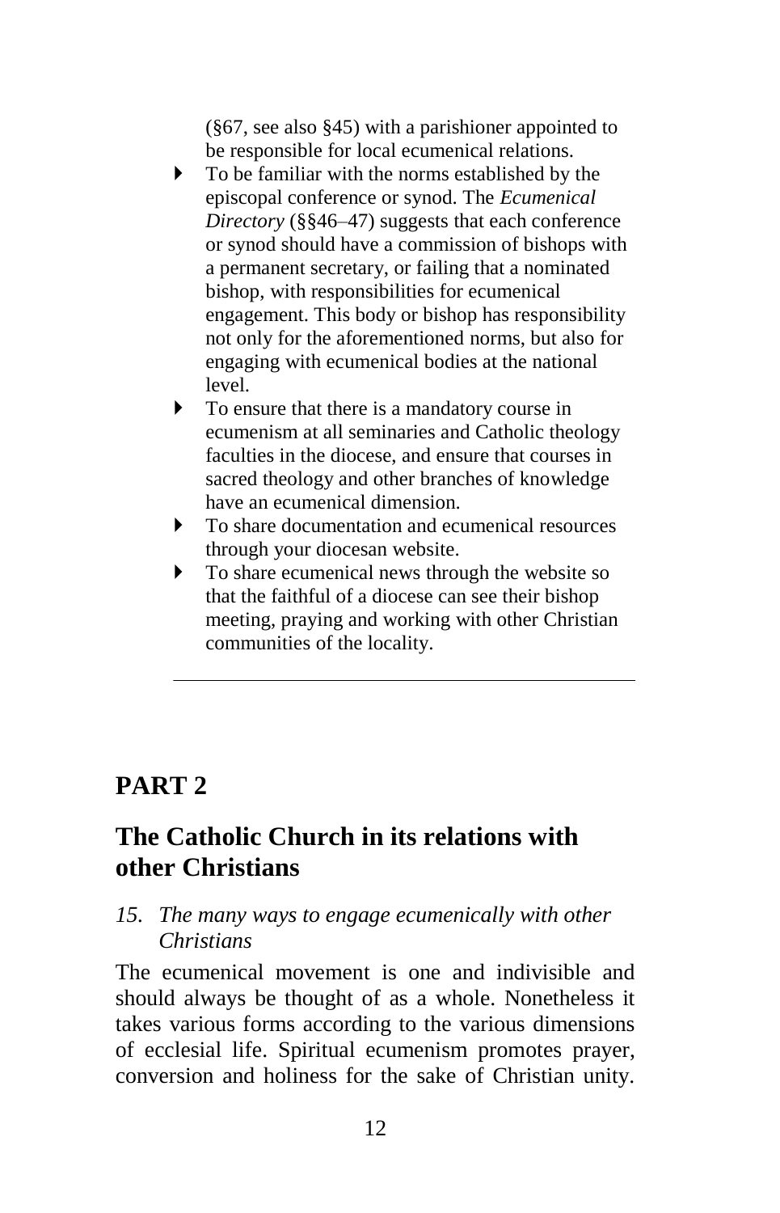(§67, see also §45) with a parishioner appointed to be responsible for local ecumenical relations.

- To be familiar with the norms established by the episcopal conference or synod. The *Ecumenical Directory* (§§46–47) suggests that each conference or synod should have a commission of bishops with a permanent secretary, or failing that a nominated bishop, with responsibilities for ecumenical engagement. This body or bishop has responsibility not only for the aforementioned norms, but also for engaging with ecumenical bodies at the national level.
- To ensure that there is a mandatory course in ecumenism at all seminaries and Catholic theology faculties in the diocese, and ensure that courses in sacred theology and other branches of knowledge have an ecumenical dimension.
- To share documentation and ecumenical resources through your diocesan website.
- To share ecumenical news through the website so that the faithful of a diocese can see their bishop meeting, praying and working with other Christian communities of the locality.

---

# PART 2

## The Catholic Church in its relations with other Christians

### *15. The many ways to engage ecumenically with other Christians*

The ecumenical movement is one and indivisible and should always be thought of as a whole. Nonetheless it takes various forms according to the various dimensions of ecclesial life. Spiritual ecumenism promotes prayer, conversion and holiness for the sake of Christian unity.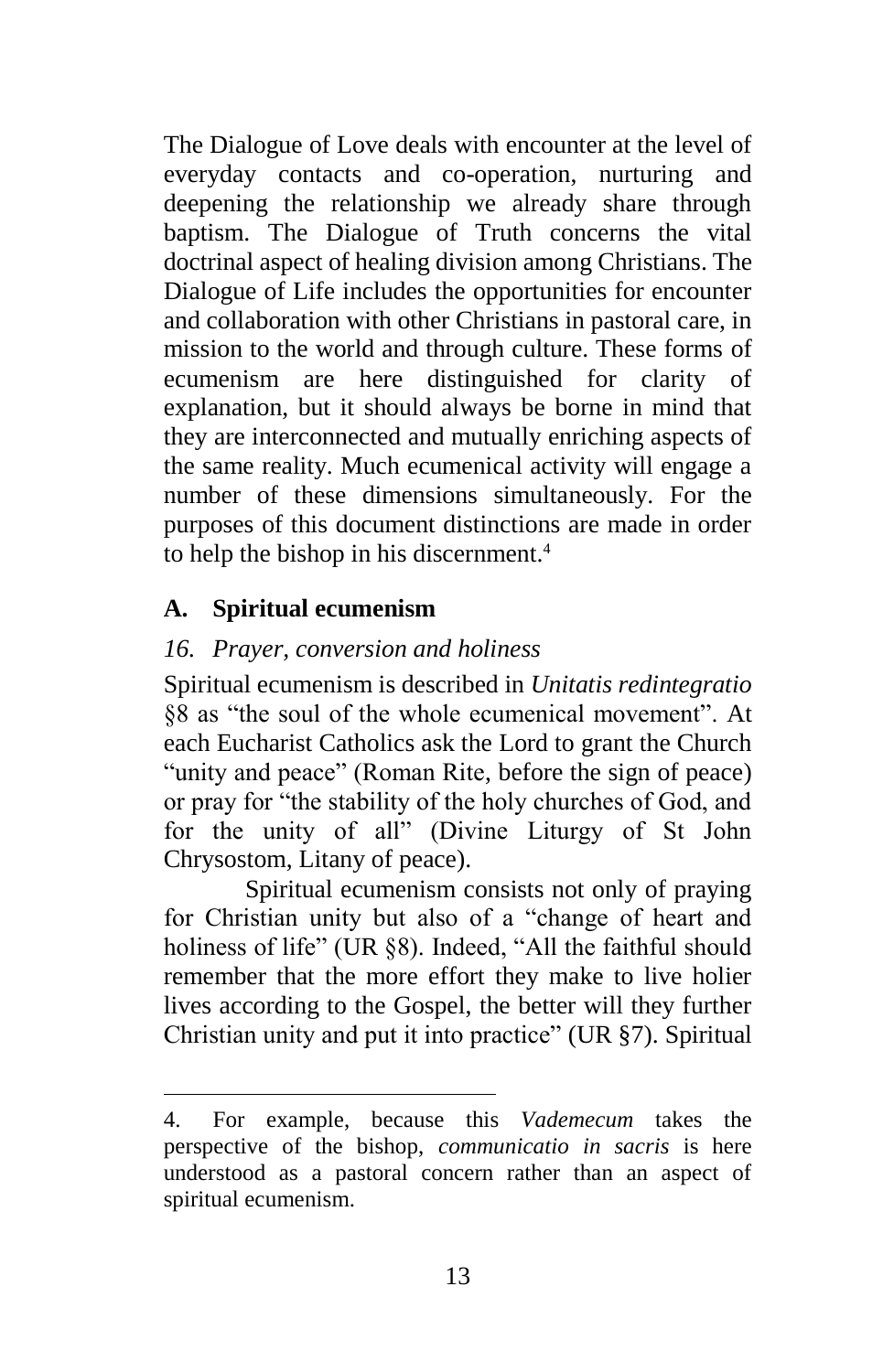The Dialogue of Love deals with encounter at the level of everyday contacts and co-operation, nurturing and deepening the relationship we already share through baptism. The Dialogue of Truth concerns the vital doctrinal aspect of healing division among Christians. The Dialogue of Life includes the opportunities for encounter and collaboration with other Christians in pastoral care, in mission to the world and through culture. These forms of ecumenism are here distinguished for clarity of explanation, but it should always be borne in mind that they are interconnected and mutually enriching aspects of the same reality. Much ecumenical activity will engage a number of these dimensions simultaneously. For the purposes of this document distinctions are made in order to help the bishop in his discernment.[4]

## A. Spiritual ecumenism

### *16. Prayer, conversion and holiness*

Spiritual ecumenism is described in *Unitatis redintegratio* §8 as "the soul of the whole ecumenical movement". At each Eucharist Catholics ask the Lord to grant the Church "unity and peace" (Roman Rite, before the sign of peace) or pray for "the stability of the holy churches of God, and for the unity of all" (Divine Liturgy of St John Chrysostom, Litany of peace).

Spiritual ecumenism consists not only of praying for Christian unity but also of a "change of heart and holiness of life" (UR §8). Indeed, "All the faithful should remember that the more effort they make to live holier lives according to the Gospel, the better will they further Christian unity and put it into practice" (UR §7). Spiritual

---

4. For example, because this *Vademecum* takes the perspective of the bishop, *communicatio in sacris* is here understood as a pastoral concern rather than an aspect of spiritual ecumenism.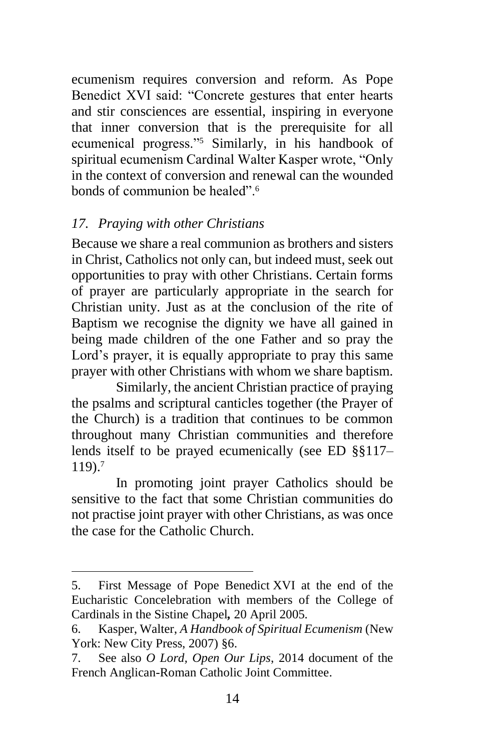ecumenism requires conversion and reform. As Pope Benedict XVI said: "Concrete gestures that enter hearts and stir consciences are essential, inspiring in everyone that inner conversion that is the prerequisite for all ecumenical progress."[5] Similarly, in his handbook of spiritual ecumenism Cardinal Walter Kasper wrote, "Only in the context of conversion and renewal can the wounded bonds of communion be healed".[6]

### *17. Praying with other Christians*

Because we share a real communion as brothers and sisters in Christ, Catholics not only can, but indeed must, seek out opportunities to pray with other Christians. Certain forms of prayer are particularly appropriate in the search for Christian unity. Just as at the conclusion of the rite of Baptism we recognise the dignity we have all gained in being made children of the one Father and so pray the Lord's prayer, it is equally appropriate to pray this same prayer with other Christians with whom we share baptism.

Similarly, the ancient Christian practice of praying the psalms and scriptural canticles together (the Prayer of the Church) is a tradition that continues to be common throughout many Christian communities and therefore lends itself to be prayed ecumenically (see ED §§117–119).[7]

In promoting joint prayer Catholics should be sensitive to the fact that some Christian communities do not practise joint prayer with other Christians, as was once the case for the Catholic Church.

---

5. First Message of Pope Benedict XVI at the end of the Eucharistic Concelebration with members of the College of Cardinals in the Sistine Chapel**,** 20 April 2005.

6. Kasper, Walter, *A Handbook of Spiritual Ecumenism* (New York: New City Press, 2007) §6.

7. See also *O Lord, Open Our Lips*, 2014 document of the French Anglican-Roman Catholic Joint Committee.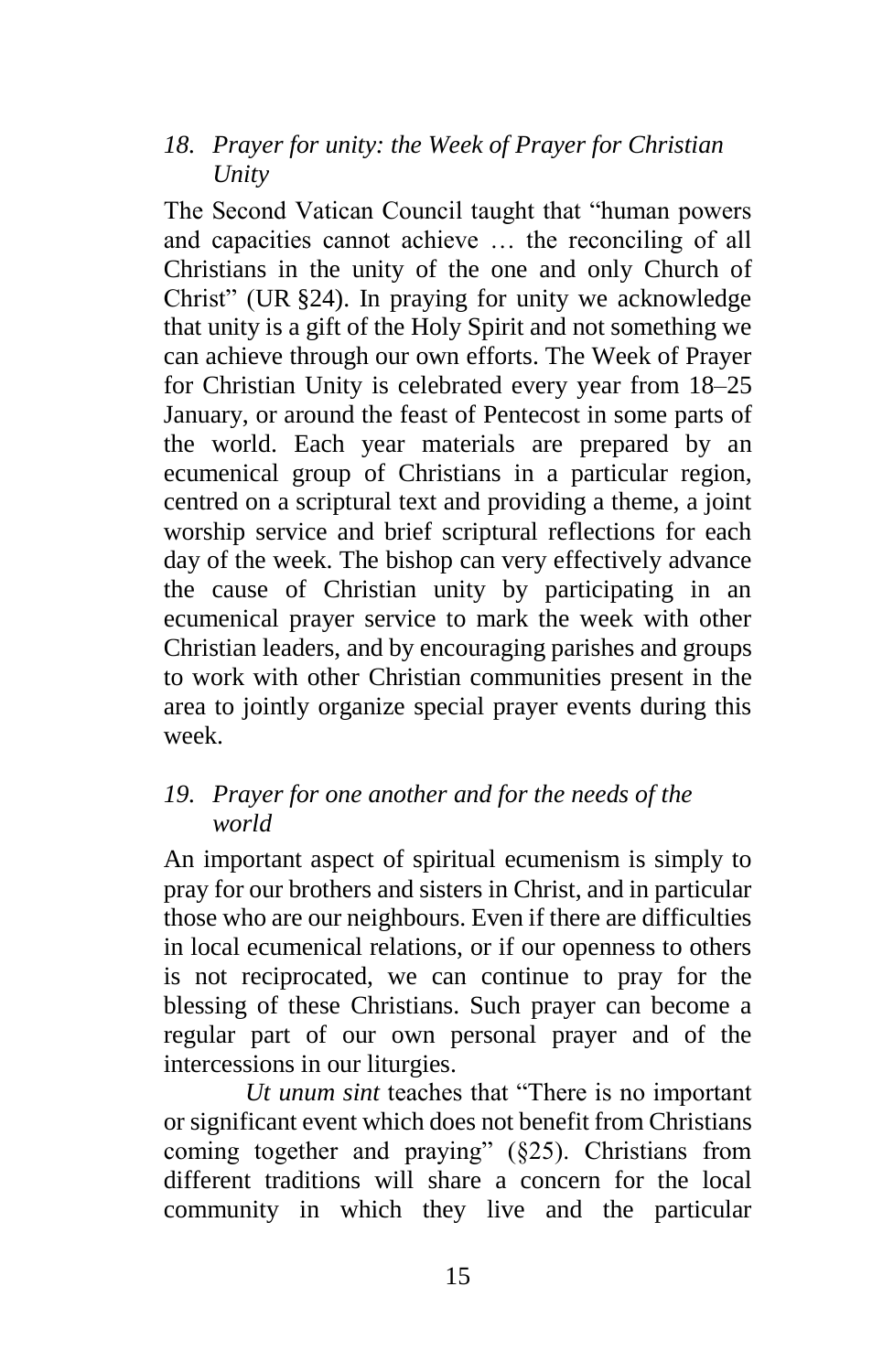### *18. Prayer for unity: the Week of Prayer for Christian Unity*

The Second Vatican Council taught that "human powers and capacities cannot achieve … the reconciling of all Christians in the unity of the one and only Church of Christ" (UR §24). In praying for unity we acknowledge that unity is a gift of the Holy Spirit and not something we can achieve through our own efforts. The Week of Prayer for Christian Unity is celebrated every year from 18–25 January, or around the feast of Pentecost in some parts of the world. Each year materials are prepared by an ecumenical group of Christians in a particular region, centred on a scriptural text and providing a theme, a joint worship service and brief scriptural reflections for each day of the week. The bishop can very effectively advance the cause of Christian unity by participating in an ecumenical prayer service to mark the week with other Christian leaders, and by encouraging parishes and groups to work with other Christian communities present in the area to jointly organize special prayer events during this week.

### *19. Prayer for one another and for the needs of the world*

An important aspect of spiritual ecumenism is simply to pray for our brothers and sisters in Christ, and in particular those who are our neighbours. Even if there are difficulties in local ecumenical relations, or if our openness to others is not reciprocated, we can continue to pray for the blessing of these Christians. Such prayer can become a regular part of our own personal prayer and of the intercessions in our liturgies.

*Ut unum sint* teaches that "There is no important or significant event which does not benefit from Christians coming together and praying" (§25). Christians from different traditions will share a concern for the local community in which they live and the particular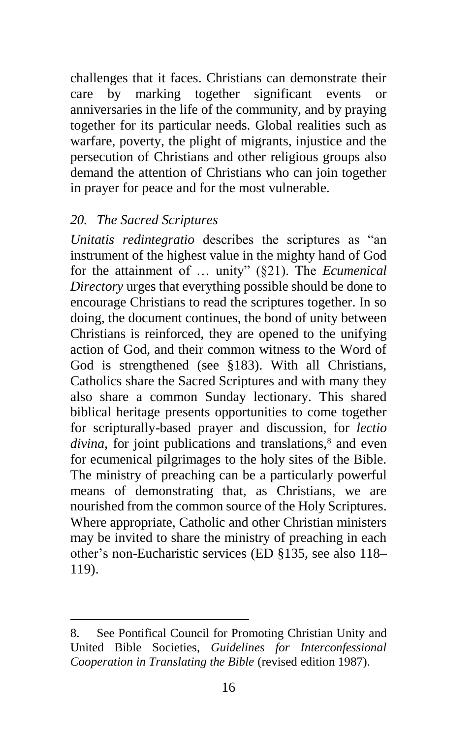challenges that it faces. Christians can demonstrate their care by marking together significant events or anniversaries in the life of the community, and by praying together for its particular needs. Global realities such as warfare, poverty, the plight of migrants, injustice and the persecution of Christians and other religious groups also demand the attention of Christians who can join together in prayer for peace and for the most vulnerable.

### *20. The Sacred Scriptures*

*Unitatis redintegratio* describes the scriptures as "an instrument of the highest value in the mighty hand of God for the attainment of … unity" (§21). The *Ecumenical Directory* urges that everything possible should be done to encourage Christians to read the scriptures together. In so doing, the document continues, the bond of unity between Christians is reinforced, they are opened to the unifying action of God, and their common witness to the Word of God is strengthened (see §183). With all Christians, Catholics share the Sacred Scriptures and with many they also share a common Sunday lectionary. This shared biblical heritage presents opportunities to come together for scripturally-based prayer and discussion, for *lectio divina*, for joint publications and translations,[8] and even for ecumenical pilgrimages to the holy sites of the Bible. The ministry of preaching can be a particularly powerful means of demonstrating that, as Christians, we are nourished from the common source of the Holy Scriptures. Where appropriate, Catholic and other Christian ministers may be invited to share the ministry of preaching in each other's non-Eucharistic services (ED §135, see also 118–119).

---

8. See Pontifical Council for Promoting Christian Unity and United Bible Societies, *Guidelines for Interconfessional Cooperation in Translating the Bible* (revised edition 1987).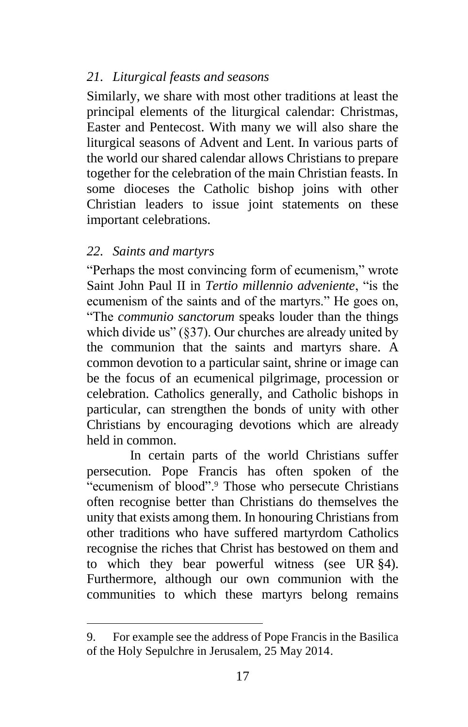### *21. Liturgical feasts and seasons*

Similarly, we share with most other traditions at least the principal elements of the liturgical calendar: Christmas, Easter and Pentecost. With many we will also share the liturgical seasons of Advent and Lent. In various parts of the world our shared calendar allows Christians to prepare together for the celebration of the main Christian feasts. In some dioceses the Catholic bishop joins with other Christian leaders to issue joint statements on these important celebrations.

### *22. Saints and martyrs*

"Perhaps the most convincing form of ecumenism," wrote Saint John Paul II in *Tertio millennio adveniente*, "is the ecumenism of the saints and of the martyrs." He goes on, "The *communio sanctorum* speaks louder than the things which divide us" (§37). Our churches are already united by the communion that the saints and martyrs share. A common devotion to a particular saint, shrine or image can be the focus of an ecumenical pilgrimage, procession or celebration. Catholics generally, and Catholic bishops in particular, can strengthen the bonds of unity with other Christians by encouraging devotions which are already held in common.

In certain parts of the world Christians suffer persecution. Pope Francis has often spoken of the "ecumenism of blood".[9] Those who persecute Christians often recognise better than Christians do themselves the unity that exists among them. In honouring Christians from other traditions who have suffered martyrdom Catholics recognise the riches that Christ has bestowed on them and to which they bear powerful witness (see UR §4). Furthermore, although our own communion with the communities to which these martyrs belong remains

---

9. For example see the address of Pope Francis in the Basilica of the Holy Sepulchre in Jerusalem, 25 May 2014.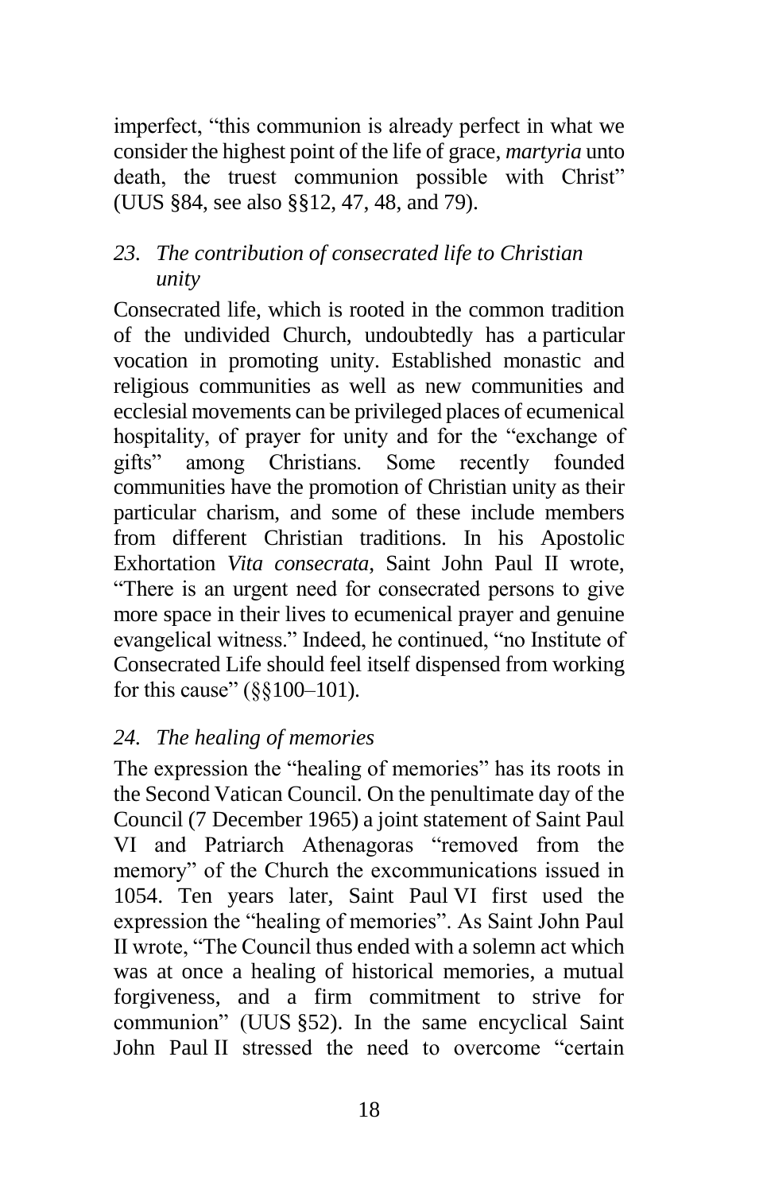imperfect, “this communion is already perfect in what we consider the highest point of the life of grace, *martyria* unto death, the truest communion possible with Christ” (UUS §84, see also §§12, 47, 48, and 79).

### *23. The contribution of consecrated life to Christian unity*

Consecrated life, which is rooted in the common tradition of the undivided Church, undoubtedly has a particular vocation in promoting unity. Established monastic and religious communities as well as new communities and ecclesial movements can be privileged places of ecumenical hospitality, of prayer for unity and for the “exchange of gifts” among Christians. Some recently founded communities have the promotion of Christian unity as their particular charism, and some of these include members from different Christian traditions. In his Apostolic Exhortation *Vita consecrata*, Saint John Paul II wrote, “There is an urgent need for consecrated persons to give more space in their lives to ecumenical prayer and genuine evangelical witness.” Indeed, he continued, “no Institute of Consecrated Life should feel itself dispensed from working for this cause” (§§100–101).

### *24. The healing of memories*

The expression the “healing of memories” has its roots in the Second Vatican Council. On the penultimate day of the Council (7 December 1965) a joint statement of Saint Paul VI and Patriarch Athenagoras “removed from the memory” of the Church the excommunications issued in 1054. Ten years later, Saint Paul VI first used the expression the “healing of memories”. As Saint John Paul II wrote, “The Council thus ended with a solemn act which was at once a healing of historical memories, a mutual forgiveness, and a firm commitment to strive for communion” (UUS §52). In the same encyclical Saint John Paul II stressed the need to overcome “certain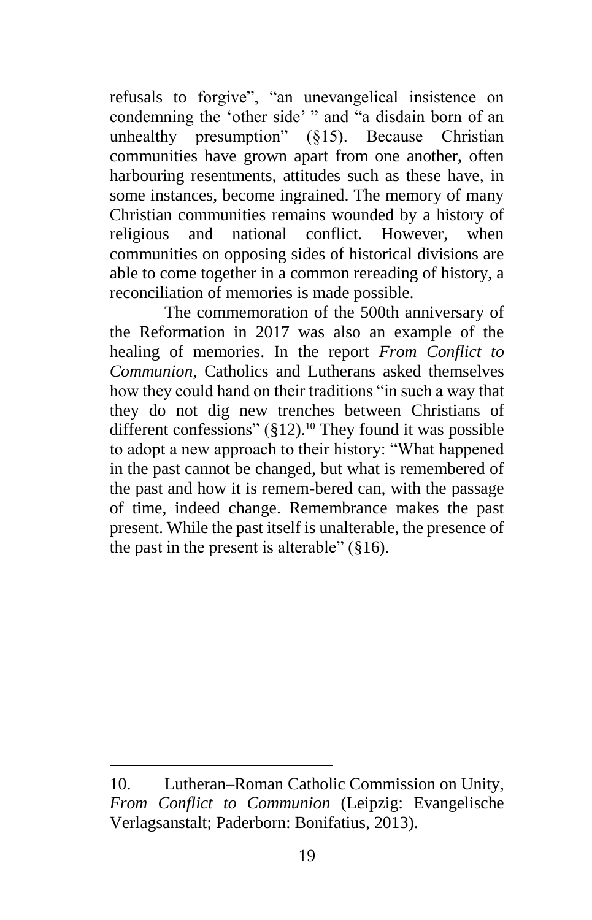refusals to forgive", "an unevangelical insistence on condemning the 'other side' " and "a disdain born of an unhealthy presumption" (§15). Because Christian communities have grown apart from one another, often harbouring resentments, attitudes such as these have, in some instances, become ingrained. The memory of many Christian communities remains wounded by a history of religious and national conflict. However, when communities on opposing sides of historical divisions are able to come together in a common rereading of history, a reconciliation of memories is made possible.

The commemoration of the 500th anniversary of the Reformation in 2017 was also an example of the healing of memories. In the report *From Conflict to Communion*, Catholics and Lutherans asked themselves how they could hand on their traditions "in such a way that they do not dig new trenches between Christians of different confessions" (§12).[10] They found it was possible to adopt a new approach to their history: "What happened in the past cannot be changed, but what is remembered of the past and how it is remem-bered can, with the passage of time, indeed change. Remembrance makes the past present. While the past itself is unalterable, the presence of the past in the present is alterable" (§16).

---

10. Lutheran–Roman Catholic Commission on Unity, *From Conflict to Communion* (Leipzig: Evangelische Verlagsanstalt; Paderborn: Bonifatius, 2013).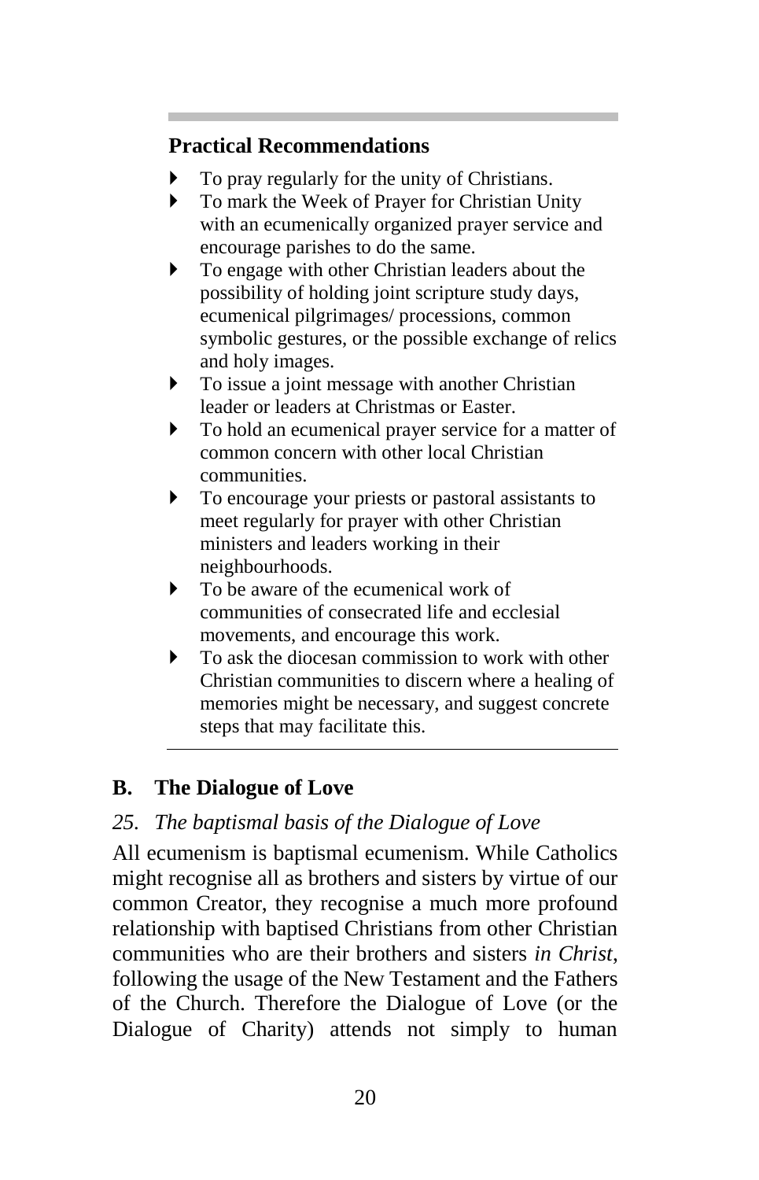### Practical Recommendations

- To pray regularly for the unity of Christians.
- To mark the Week of Prayer for Christian Unity with an ecumenically organized prayer service and encourage parishes to do the same.
- To engage with other Christian leaders about the possibility of holding joint scripture study days, ecumenical pilgrimages/ processions, common symbolic gestures, or the possible exchange of relics and holy images.
- To issue a joint message with another Christian leader or leaders at Christmas or Easter.
- To hold an ecumenical prayer service for a matter of common concern with other local Christian communities.
- To encourage your priests or pastoral assistants to meet regularly for prayer with other Christian ministers and leaders working in their neighbourhoods.
- To be aware of the ecumenical work of communities of consecrated life and ecclesial movements, and encourage this work.
- To ask the diocesan commission to work with other Christian communities to discern where a healing of memories might be necessary, and suggest concrete steps that may facilitate this.

## B. The Dialogue of Love

### *25. The baptismal basis of the Dialogue of Love*

All ecumenism is baptismal ecumenism. While Catholics might recognise all as brothers and sisters by virtue of our common Creator, they recognise a much more profound relationship with baptised Christians from other Christian communities who are their brothers and sisters *in Christ*, following the usage of the New Testament and the Fathers of the Church. Therefore the Dialogue of Love (or the Dialogue of Charity) attends not simply to human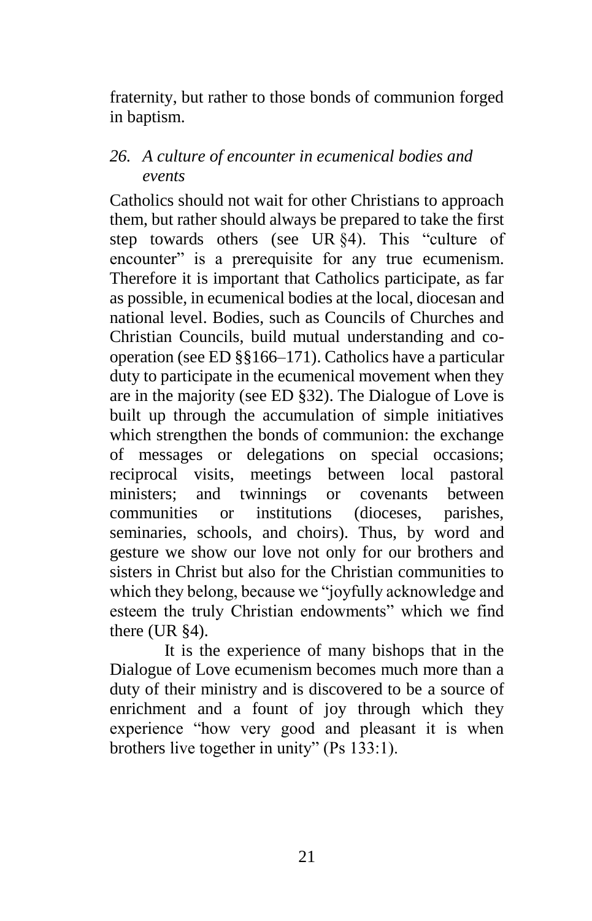fraternity, but rather to those bonds of communion forged in baptism.

### *26. A culture of encounter in ecumenical bodies and events*

Catholics should not wait for other Christians to approach them, but rather should always be prepared to take the first step towards others (see UR §4). This "culture of encounter" is a prerequisite for any true ecumenism. Therefore it is important that Catholics participate, as far as possible, in ecumenical bodies at the local, diocesan and national level. Bodies, such as Councils of Churches and Christian Councils, build mutual understanding and co-operation (see ED §§166–171). Catholics have a particular duty to participate in the ecumenical movement when they are in the majority (see ED §32). The Dialogue of Love is built up through the accumulation of simple initiatives which strengthen the bonds of communion: the exchange of messages or delegations on special occasions; reciprocal visits, meetings between local pastoral ministers; and twinnings or covenants between communities or institutions (dioceses, parishes, seminaries, schools, and choirs). Thus, by word and gesture we show our love not only for our brothers and sisters in Christ but also for the Christian communities to which they belong, because we "joyfully acknowledge and esteem the truly Christian endowments" which we find there (UR §4).

It is the experience of many bishops that in the Dialogue of Love ecumenism becomes much more than a duty of their ministry and is discovered to be a source of enrichment and a fount of joy through which they experience "how very good and pleasant it is when brothers live together in unity" (Ps 133:1).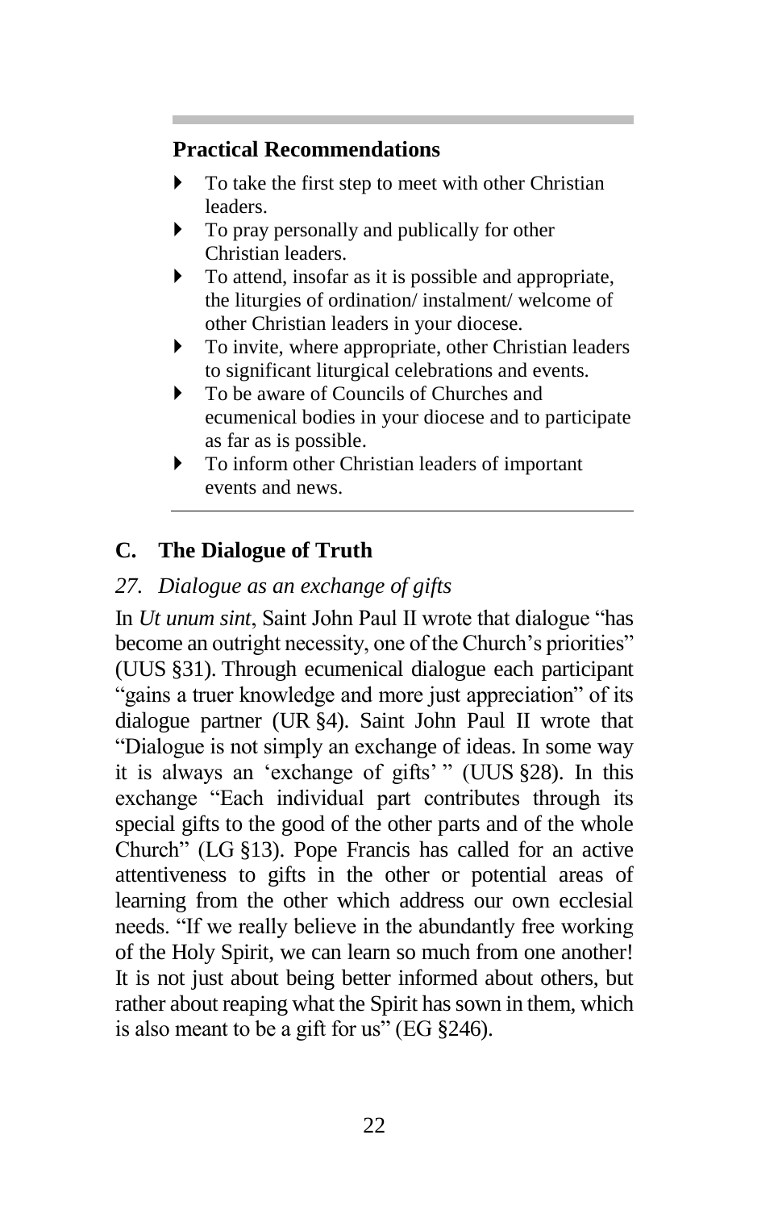**Practical Recommendations**

- To take the first step to meet with other Christian leaders.
- To pray personally and publically for other Christian leaders.
- To attend, insofar as it is possible and appropriate, the liturgies of ordination/ instalment/ welcome of other Christian leaders in your diocese.
- To invite, where appropriate, other Christian leaders to significant liturgical celebrations and events.
- To be aware of Councils of Churches and ecumenical bodies in your diocese and to participate as far as is possible.
- To inform other Christian leaders of important events and news.

## C. The Dialogue of Truth

### *27. Dialogue as an exchange of gifts*

In *Ut unum sint*, Saint John Paul II wrote that dialogue "has become an outright necessity, one of the Church's priorities" (UUS §31). Through ecumenical dialogue each participant "gains a truer knowledge and more just appreciation" of its dialogue partner (UR §4). Saint John Paul II wrote that "Dialogue is not simply an exchange of ideas. In some way it is always an 'exchange of gifts' " (UUS §28). In this exchange "Each individual part contributes through its special gifts to the good of the other parts and of the whole Church" (LG §13). Pope Francis has called for an active attentiveness to gifts in the other or potential areas of learning from the other which address our own ecclesial needs. "If we really believe in the abundantly free working of the Holy Spirit, we can learn so much from one another! It is not just about being better informed about others, but rather about reaping what the Spirit has sown in them, which is also meant to be a gift for us" (EG §246).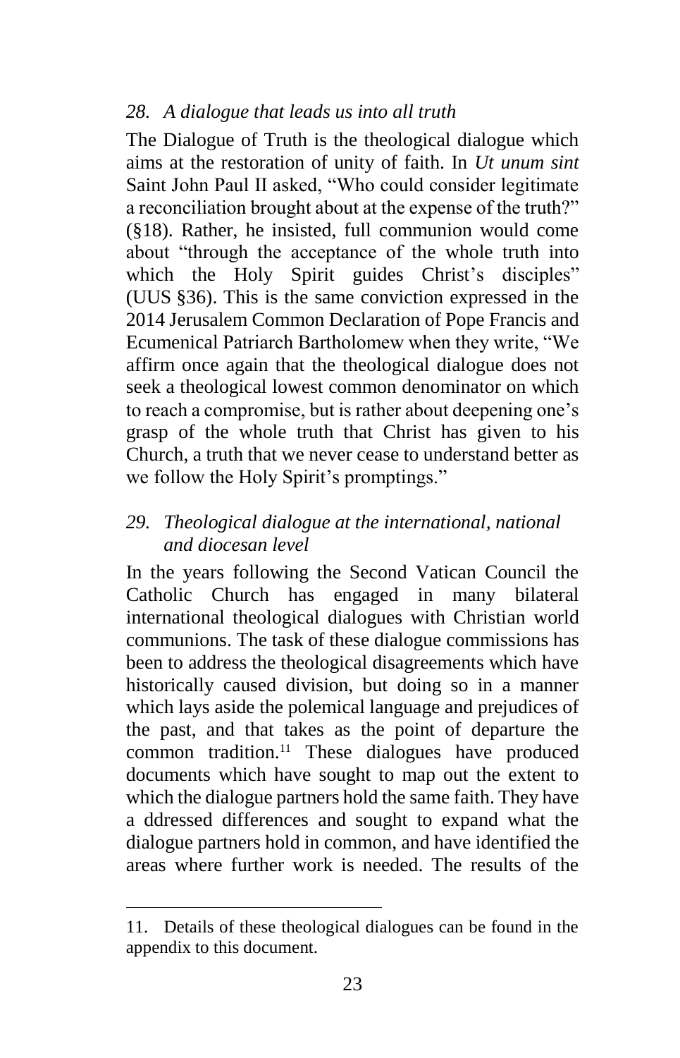### *28. A dialogue that leads us into all truth*

The Dialogue of Truth is the theological dialogue which aims at the restoration of unity of faith. In *Ut unum sint* Saint John Paul II asked, "Who could consider legitimate a reconciliation brought about at the expense of the truth?" (§18). Rather, he insisted, full communion would come about "through the acceptance of the whole truth into which the Holy Spirit guides Christ's disciples" (UUS §36). This is the same conviction expressed in the 2014 Jerusalem Common Declaration of Pope Francis and Ecumenical Patriarch Bartholomew when they write, "We affirm once again that the theological dialogue does not seek a theological lowest common denominator on which to reach a compromise, but is rather about deepening one's grasp of the whole truth that Christ has given to his Church, a truth that we never cease to understand better as we follow the Holy Spirit's promptings."

### *29. Theological dialogue at the international, national and diocesan level*

In the years following the Second Vatican Council the Catholic Church has engaged in many bilateral international theological dialogues with Christian world communions. The task of these dialogue commissions has been to address the theological disagreements which have historically caused division, but doing so in a manner which lays aside the polemical language and prejudices of the past, and that takes as the point of departure the common tradition.[11] These dialogues have produced documents which have sought to map out the extent to which the dialogue partners hold the same faith. They have a ddressed differences and sought to expand what the dialogue partners hold in common, and have identified the areas where further work is needed. The results of the

11. Details of these theological dialogues can be found in the appendix to this document.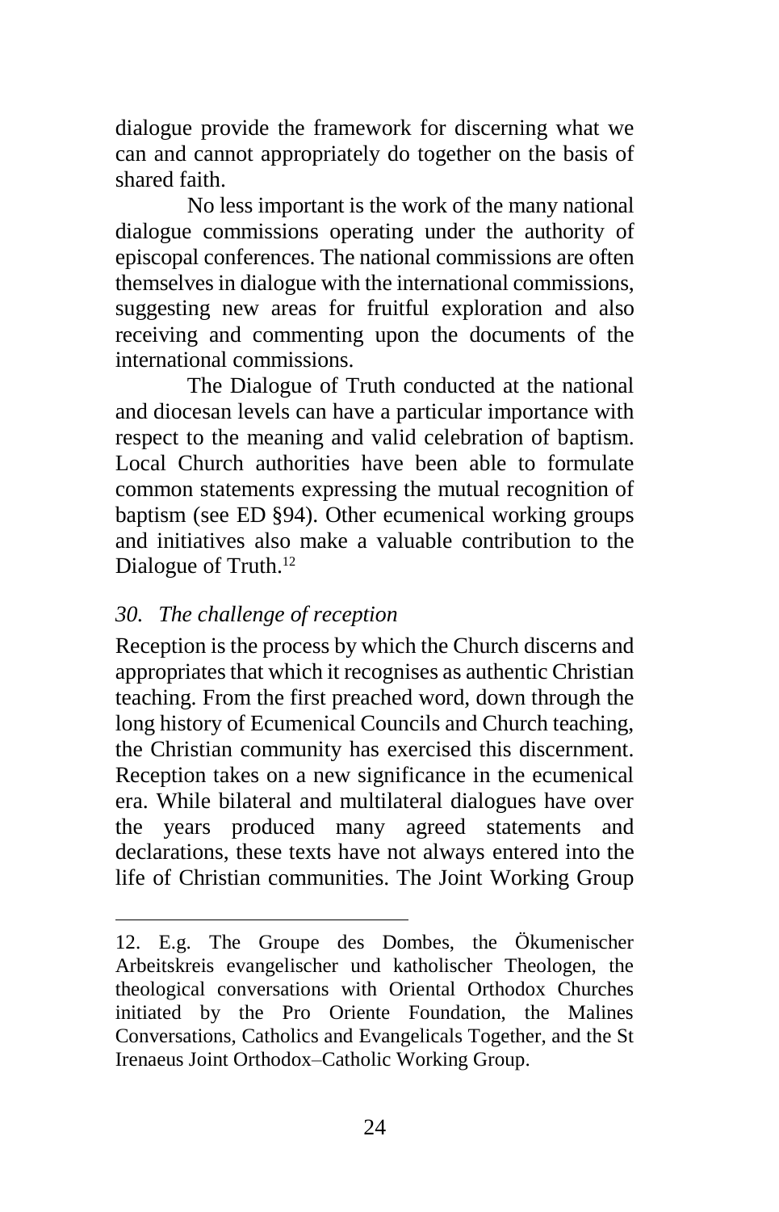dialogue provide the framework for discerning what we can and cannot appropriately do together on the basis of shared faith.

No less important is the work of the many national dialogue commissions operating under the authority of episcopal conferences. The national commissions are often themselves in dialogue with the international commissions, suggesting new areas for fruitful exploration and also receiving and commenting upon the documents of the international commissions.

The Dialogue of Truth conducted at the national and diocesan levels can have a particular importance with respect to the meaning and valid celebration of baptism. Local Church authorities have been able to formulate common statements expressing the mutual recognition of baptism (see ED §94). Other ecumenical working groups and initiatives also make a valuable contribution to the Dialogue of Truth.[12]

### *30. The challenge of reception*

Reception is the process by which the Church discerns and appropriates that which it recognises as authentic Christian teaching. From the first preached word, down through the long history of Ecumenical Councils and Church teaching, the Christian community has exercised this discernment. Reception takes on a new significance in the ecumenical era. While bilateral and multilateral dialogues have over the years produced many agreed statements and declarations, these texts have not always entered into the life of Christian communities. The Joint Working Group

---

12. E.g. The Groupe des Dombes, the Ökumenischer Arbeitskreis evangelischer und katholischer Theologen, the theological conversations with Oriental Orthodox Churches initiated by the Pro Oriente Foundation, the Malines Conversations, Catholics and Evangelicals Together, and the St Irenaeus Joint Orthodox–Catholic Working Group.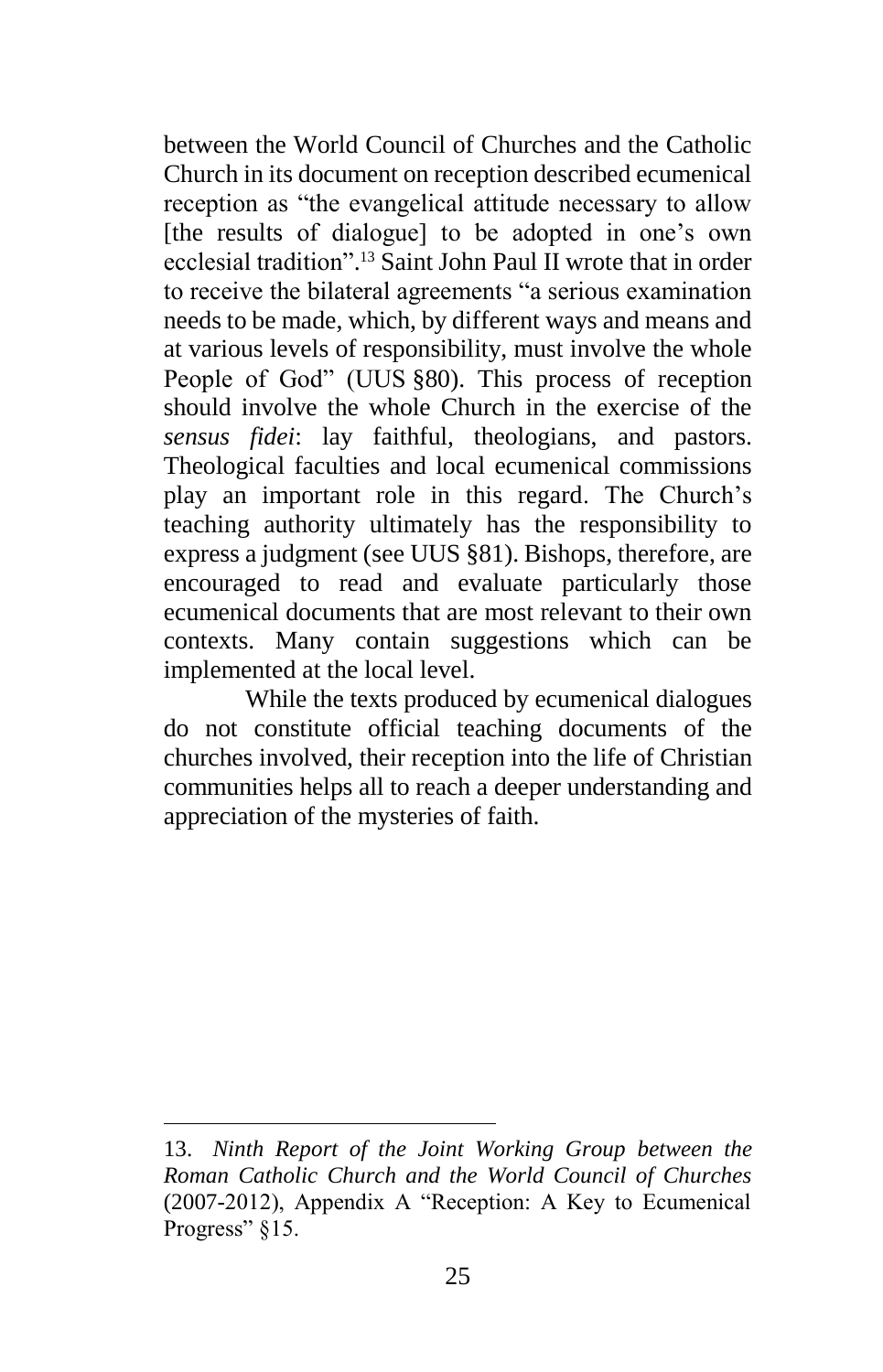between the World Council of Churches and the Catholic Church in its document on reception described ecumenical reception as "the evangelical attitude necessary to allow [the results of dialogue] to be adopted in one's own ecclesial tradition".[13] Saint John Paul II wrote that in order to receive the bilateral agreements "a serious examination needs to be made, which, by different ways and means and at various levels of responsibility, must involve the whole People of God" (UUS §80). This process of reception should involve the whole Church in the exercise of the *sensus fidei*: lay faithful, theologians, and pastors. Theological faculties and local ecumenical commissions play an important role in this regard. The Church's teaching authority ultimately has the responsibility to express a judgment (see UUS §81). Bishops, therefore, are encouraged to read and evaluate particularly those ecumenical documents that are most relevant to their own contexts. Many contain suggestions which can be implemented at the local level.

While the texts produced by ecumenical dialogues do not constitute official teaching documents of the churches involved, their reception into the life of Christian communities helps all to reach a deeper understanding and appreciation of the mysteries of faith.

---

13. *Ninth Report of the Joint Working Group between the Roman Catholic Church and the World Council of Churches* (2007-2012), Appendix A "Reception: A Key to Ecumenical Progress" §15.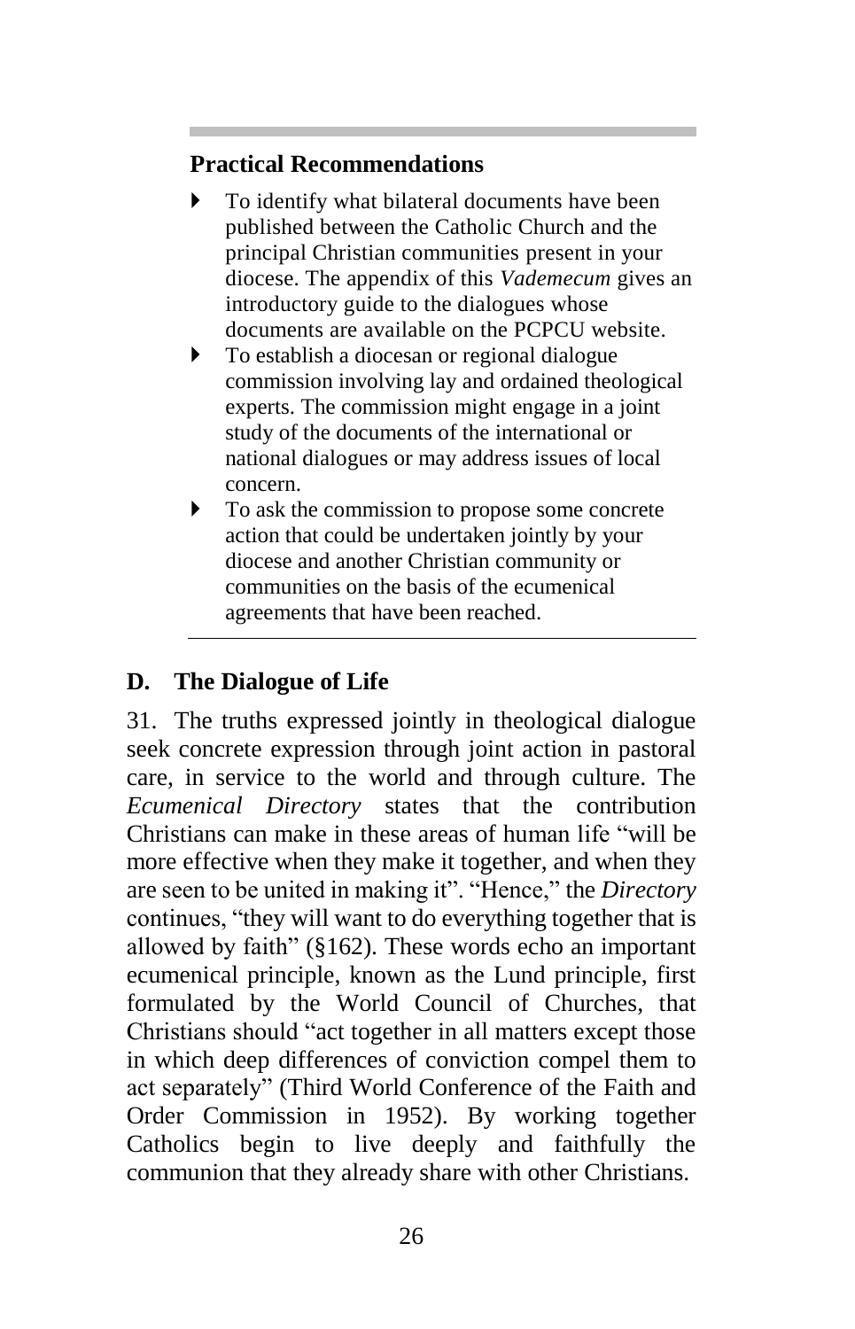### Practical Recommendations

- To identify what bilateral documents have been published between the Catholic Church and the principal Christian communities present in your diocese. The appendix of this *Vademecum* gives an introductory guide to the dialogues whose documents are available on the PCPCU website.
- To establish a diocesan or regional dialogue commission involving lay and ordained theological experts. The commission might engage in a joint study of the documents of the international or national dialogues or may address issues of local concern.
- To ask the commission to propose some concrete action that could be undertaken jointly by your diocese and another Christian community or communities on the basis of the ecumenical agreements that have been reached.

---

## D. The Dialogue of Life

31. The truths expressed jointly in theological dialogue seek concrete expression through joint action in pastoral care, in service to the world and through culture. The *Ecumenical Directory* states that the contribution Christians can make in these areas of human life "will be more effective when they make it together, and when they are seen to be united in making it". "Hence," the *Directory* continues, "they will want to do everything together that is allowed by faith" (§162). These words echo an important ecumenical principle, known as the Lund principle, first formulated by the World Council of Churches, that Christians should "act together in all matters except those in which deep differences of conviction compel them to act separately" (Third World Conference of the Faith and Order Commission in 1952). By working together Catholics begin to live deeply and faithfully the communion that they already share with other Christians.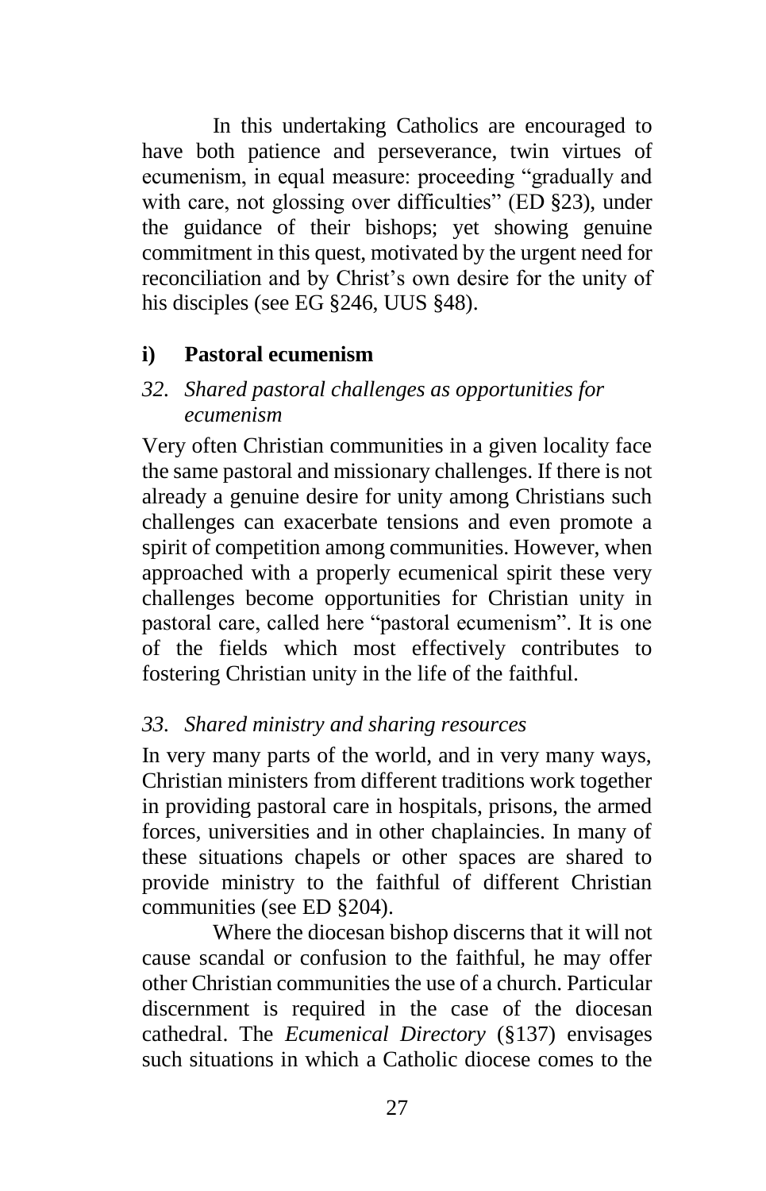In this undertaking Catholics are encouraged to have both patience and perseverance, twin virtues of ecumenism, in equal measure: proceeding "gradually and with care, not glossing over difficulties" (ED §23), under the guidance of their bishops; yet showing genuine commitment in this quest, motivated by the urgent need for reconciliation and by Christ's own desire for the unity of his disciples (see EG §246, UUS §48).

### i) Pastoral ecumenism

#### *32. Shared pastoral challenges as opportunities for ecumenism*

Very often Christian communities in a given locality face the same pastoral and missionary challenges. If there is not already a genuine desire for unity among Christians such challenges can exacerbate tensions and even promote a spirit of competition among communities. However, when approached with a properly ecumenical spirit these very challenges become opportunities for Christian unity in pastoral care, called here "pastoral ecumenism". It is one of the fields which most effectively contributes to fostering Christian unity in the life of the faithful.

#### *33. Shared ministry and sharing resources*

In very many parts of the world, and in very many ways, Christian ministers from different traditions work together in providing pastoral care in hospitals, prisons, the armed forces, universities and in other chaplaincies. In many of these situations chapels or other spaces are shared to provide ministry to the faithful of different Christian communities (see ED §204).

Where the diocesan bishop discerns that it will not cause scandal or confusion to the faithful, he may offer other Christian communities the use of a church. Particular discernment is required in the case of the diocesan cathedral. The *Ecumenical Directory* (§137) envisages such situations in which a Catholic diocese comes to the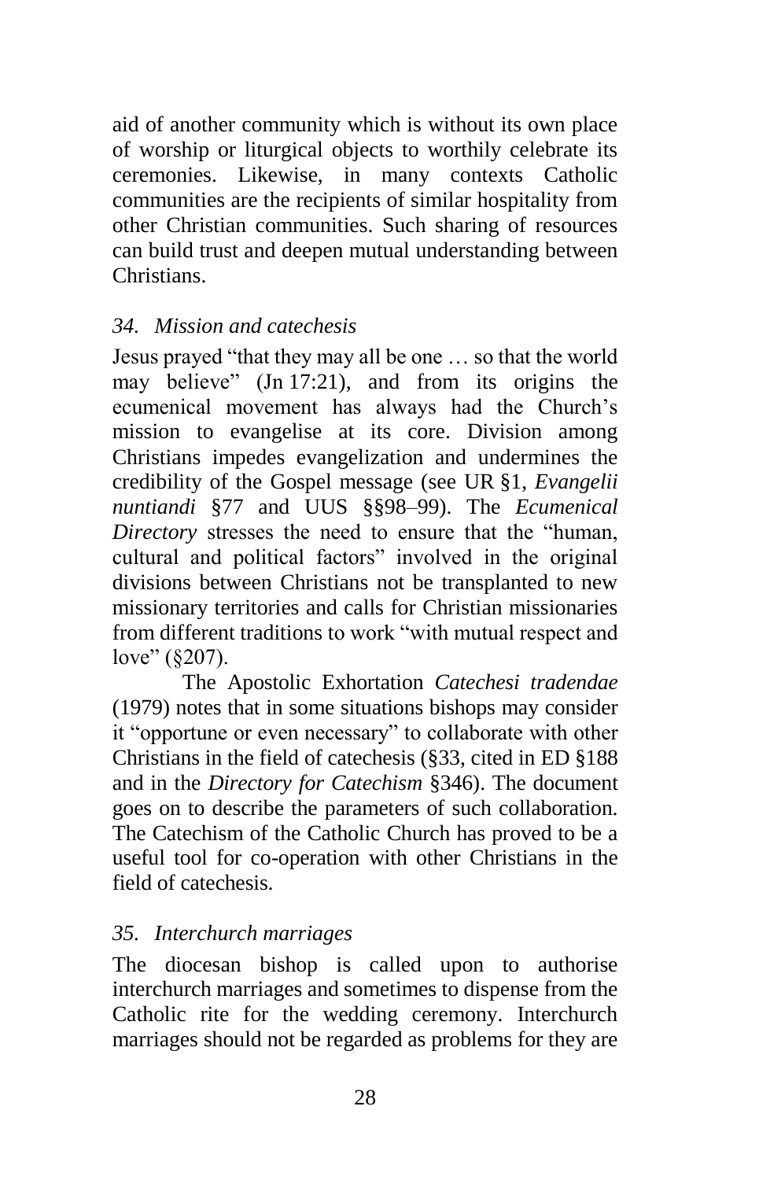aid of another community which is without its own place of worship or liturgical objects to worthily celebrate its ceremonies. Likewise, in many contexts Catholic communities are the recipients of similar hospitality from other Christian communities. Such sharing of resources can build trust and deepen mutual understanding between Christians.

### *34. Mission and catechesis*

Jesus prayed "that they may all be one … so that the world may believe" (Jn 17:21), and from its origins the ecumenical movement has always had the Church's mission to evangelise at its core. Division among Christians impedes evangelization and undermines the credibility of the Gospel message (see UR §1, *Evangelii nuntiandi* §77 and UUS §§98–99). The *Ecumenical Directory* stresses the need to ensure that the "human, cultural and political factors" involved in the original divisions between Christians not be transplanted to new missionary territories and calls for Christian missionaries from different traditions to work "with mutual respect and love" (§207).

The Apostolic Exhortation *Catechesi tradendae* (1979) notes that in some situations bishops may consider it "opportune or even necessary" to collaborate with other Christians in the field of catechesis (§33, cited in ED §188 and in the *Directory for Catechism* §346). The document goes on to describe the parameters of such collaboration. The Catechism of the Catholic Church has proved to be a useful tool for co-operation with other Christians in the field of catechesis.

### *35. Interchurch marriages*

The diocesan bishop is called upon to authorise interchurch marriages and sometimes to dispense from the Catholic rite for the wedding ceremony. Interchurch marriages should not be regarded as problems for they are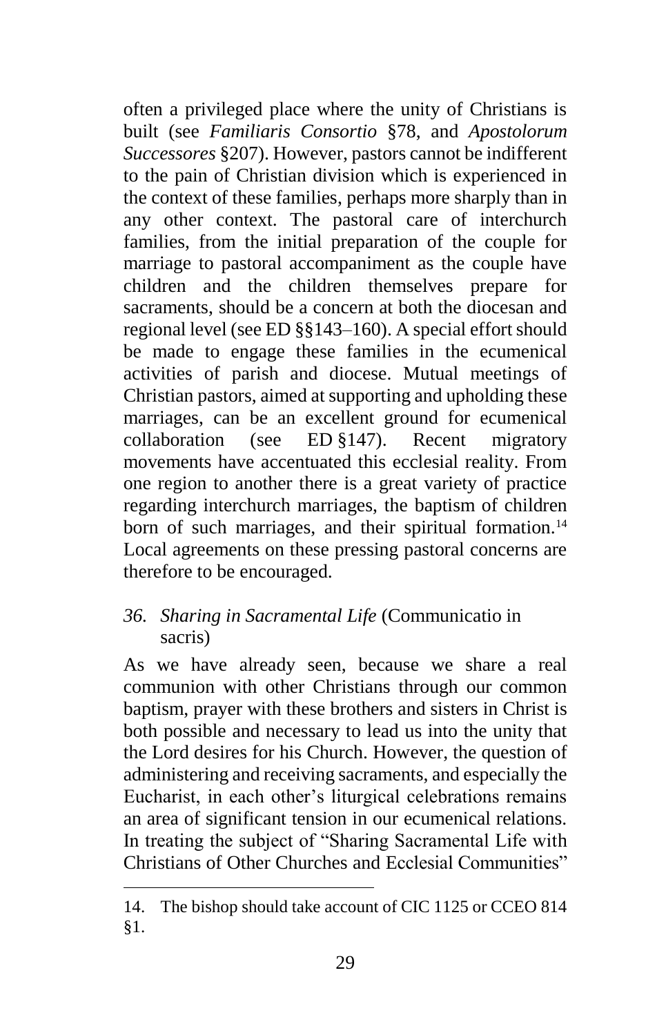often a privileged place where the unity of Christians is built (see *Familiaris Consortio* §78, and *Apostolorum Successores* §207). However, pastors cannot be indifferent to the pain of Christian division which is experienced in the context of these families, perhaps more sharply than in any other context. The pastoral care of interchurch families, from the initial preparation of the couple for marriage to pastoral accompaniment as the couple have children and the children themselves prepare for sacraments, should be a concern at both the diocesan and regional level (see ED §§143–160). A special effort should be made to engage these families in the ecumenical activities of parish and diocese. Mutual meetings of Christian pastors, aimed at supporting and upholding these marriages, can be an excellent ground for ecumenical collaboration (see ED §147). Recent migratory movements have accentuated this ecclesial reality. From one region to another there is a great variety of practice regarding interchurch marriages, the baptism of children born of such marriages, and their spiritual formation.[14] Local agreements on these pressing pastoral concerns are therefore to be encouraged.

### *36. Sharing in Sacramental Life* (Communicatio in sacris)

As we have already seen, because we share a real communion with other Christians through our common baptism, prayer with these brothers and sisters in Christ is both possible and necessary to lead us into the unity that the Lord desires for his Church. However, the question of administering and receiving sacraments, and especially the Eucharist, in each other's liturgical celebrations remains an area of significant tension in our ecumenical relations. In treating the subject of "Sharing Sacramental Life with Christians of Other Churches and Ecclesial Communities"

---

14. The bishop should take account of CIC 1125 or CCEO 814 §1.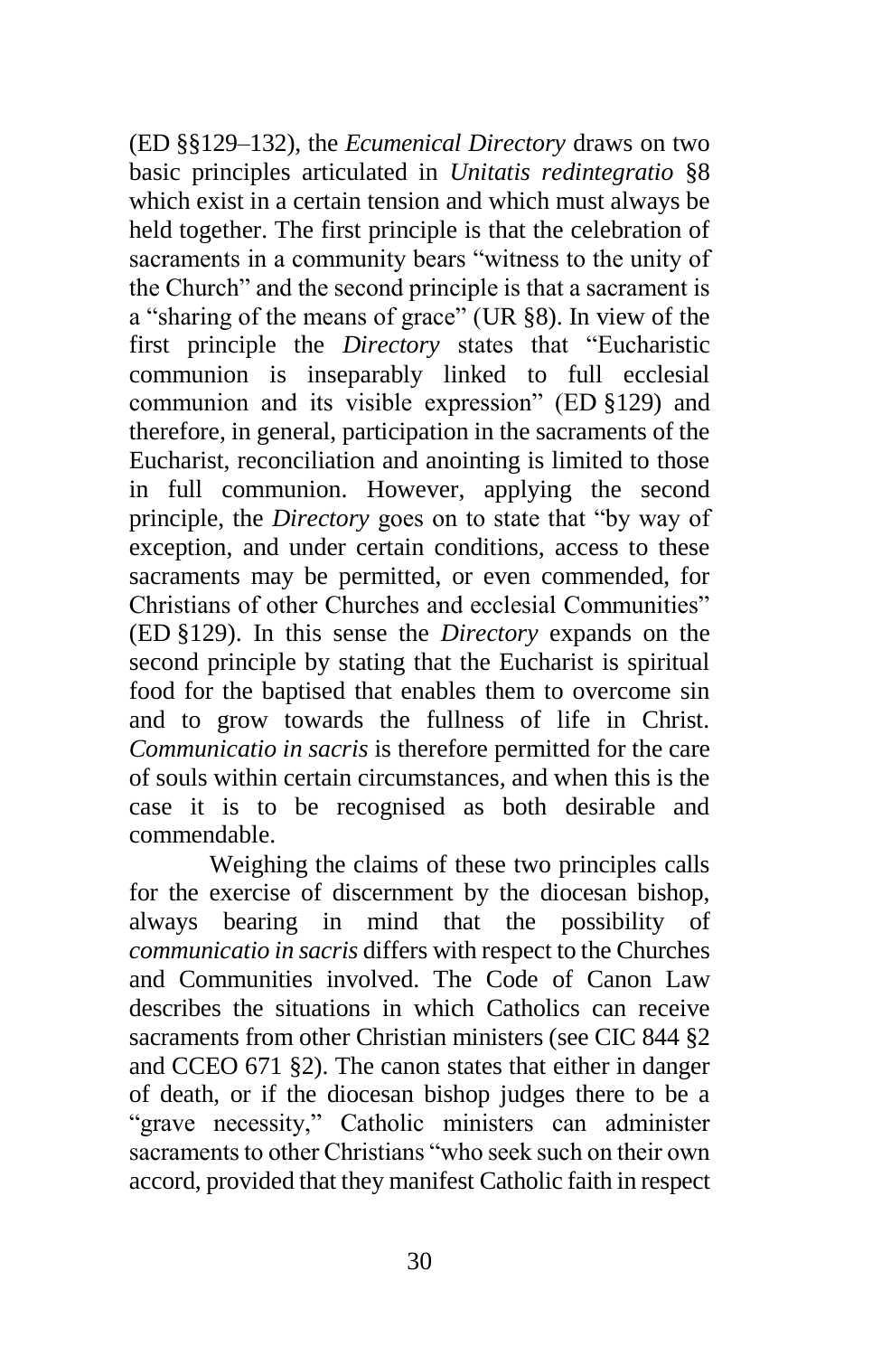(ED §§129–132), the *Ecumenical Directory* draws on two basic principles articulated in *Unitatis redintegratio* §8 which exist in a certain tension and which must always be held together. The first principle is that the celebration of sacraments in a community bears "witness to the unity of the Church" and the second principle is that a sacrament is a "sharing of the means of grace" (UR §8). In view of the first principle the *Directory* states that "Eucharistic communion is inseparably linked to full ecclesial communion and its visible expression" (ED §129) and therefore, in general, participation in the sacraments of the Eucharist, reconciliation and anointing is limited to those in full communion. However, applying the second principle, the *Directory* goes on to state that "by way of exception, and under certain conditions, access to these sacraments may be permitted, or even commended, for Christians of other Churches and ecclesial Communities" (ED §129). In this sense the *Directory* expands on the second principle by stating that the Eucharist is spiritual food for the baptised that enables them to overcome sin and to grow towards the fullness of life in Christ. *Communicatio in sacris* is therefore permitted for the care of souls within certain circumstances, and when this is the case it is to be recognised as both desirable and commendable.

Weighing the claims of these two principles calls for the exercise of discernment by the diocesan bishop, always bearing in mind that the possibility of *communicatio in sacris* differs with respect to the Churches and Communities involved. The Code of Canon Law describes the situations in which Catholics can receive sacraments from other Christian ministers (see CIC 844 §2 and CCEO 671 §2). The canon states that either in danger of death, or if the diocesan bishop judges there to be a "grave necessity," Catholic ministers can administer sacraments to other Christians "who seek such on their own accord, provided that they manifest Catholic faith in respect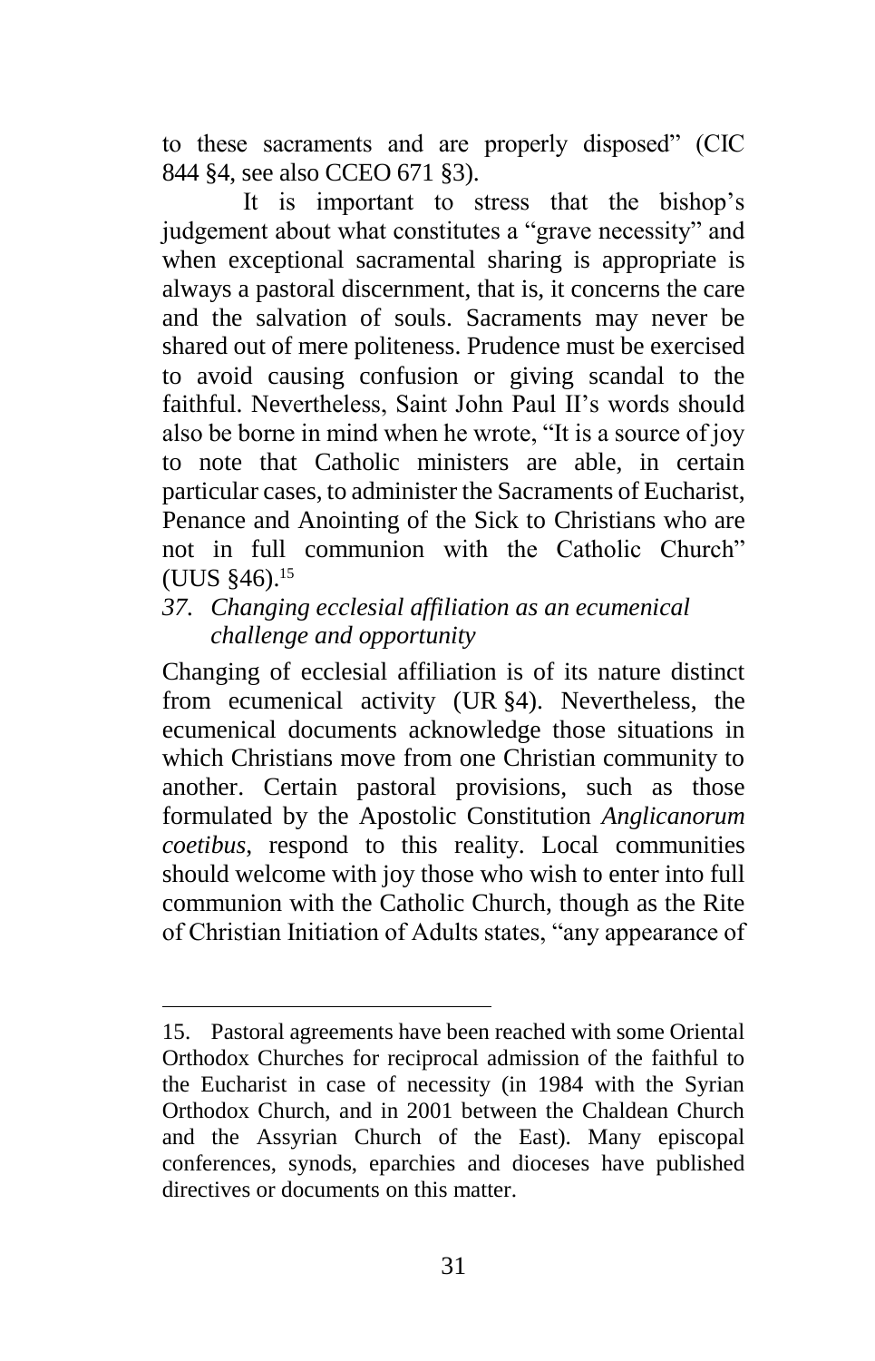to these sacraments and are properly disposed" (CIC 844 §4, see also CCEO 671 §3).

It is important to stress that the bishop's judgement about what constitutes a "grave necessity" and when exceptional sacramental sharing is appropriate is always a pastoral discernment, that is, it concerns the care and the salvation of souls. Sacraments may never be shared out of mere politeness. Prudence must be exercised to avoid causing confusion or giving scandal to the faithful. Nevertheless, Saint John Paul II's words should also be borne in mind when he wrote, "It is a source of joy to note that Catholic ministers are able, in certain particular cases, to administer the Sacraments of Eucharist, Penance and Anointing of the Sick to Christians who are not in full communion with the Catholic Church" (UUS §46).[15]

### *37. Changing ecclesial affiliation as an ecumenical challenge and opportunity*

Changing of ecclesial affiliation is of its nature distinct from ecumenical activity (UR §4). Nevertheless, the ecumenical documents acknowledge those situations in which Christians move from one Christian community to another. Certain pastoral provisions, such as those formulated by the Apostolic Constitution *Anglicanorum coetibus*, respond to this reality. Local communities should welcome with joy those who wish to enter into full communion with the Catholic Church, though as the Rite of Christian Initiation of Adults states, "any appearance of

---

15. Pastoral agreements have been reached with some Oriental Orthodox Churches for reciprocal admission of the faithful to the Eucharist in case of necessity (in 1984 with the Syrian Orthodox Church, and in 2001 between the Chaldean Church and the Assyrian Church of the East). Many episcopal conferences, synods, eparchies and dioceses have published directives or documents on this matter.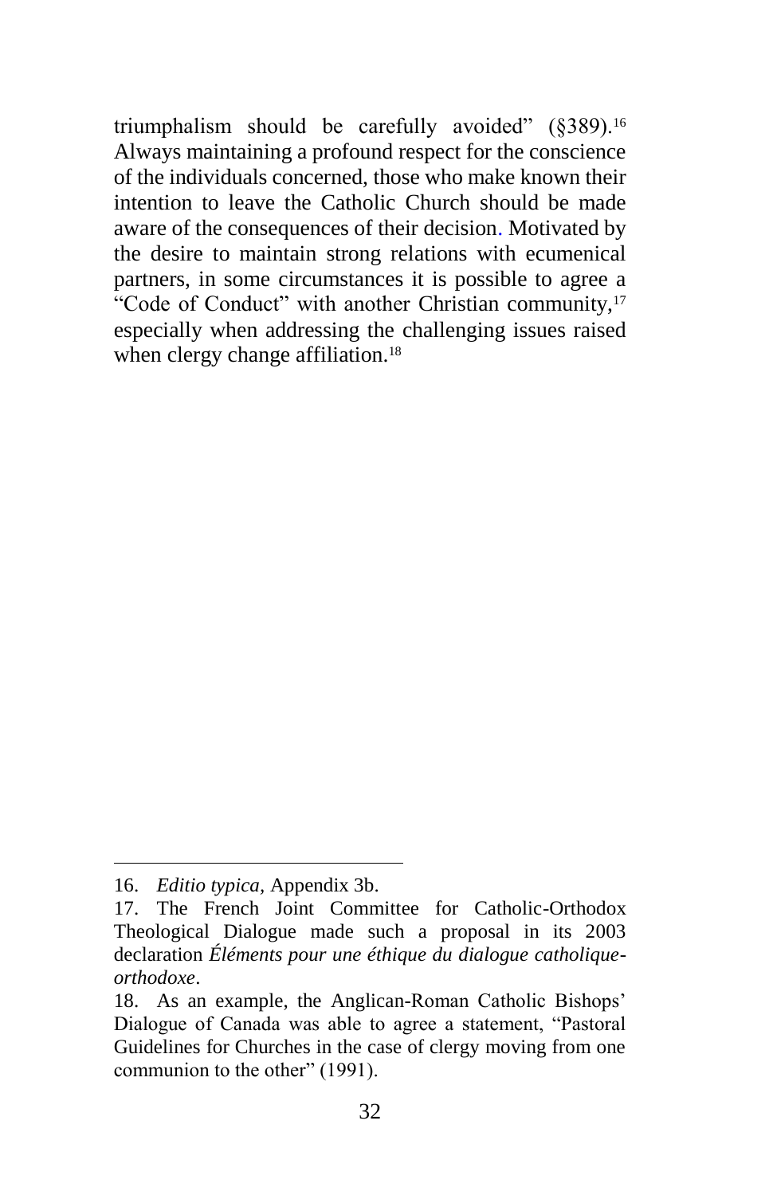triumphalism should be carefully avoided" (§389).[16] Always maintaining a profound respect for the conscience of the individuals concerned, those who make known their intention to leave the Catholic Church should be made aware of the consequences of their decision. Motivated by the desire to maintain strong relations with ecumenical partners, in some circumstances it is possible to agree a "Code of Conduct" with another Christian community,[17] especially when addressing the challenging issues raised when clergy change affiliation.[18]

---

16. *Editio typica,* Appendix 3b.

17. The French Joint Committee for Catholic-Orthodox Theological Dialogue made such a proposal in its 2003 declaration *Éléments pour une éthique du dialogue catholique-orthodoxe*.

18. As an example, the Anglican-Roman Catholic Bishops' Dialogue of Canada was able to agree a statement, "Pastoral Guidelines for Churches in the case of clergy moving from one communion to the other" (1991).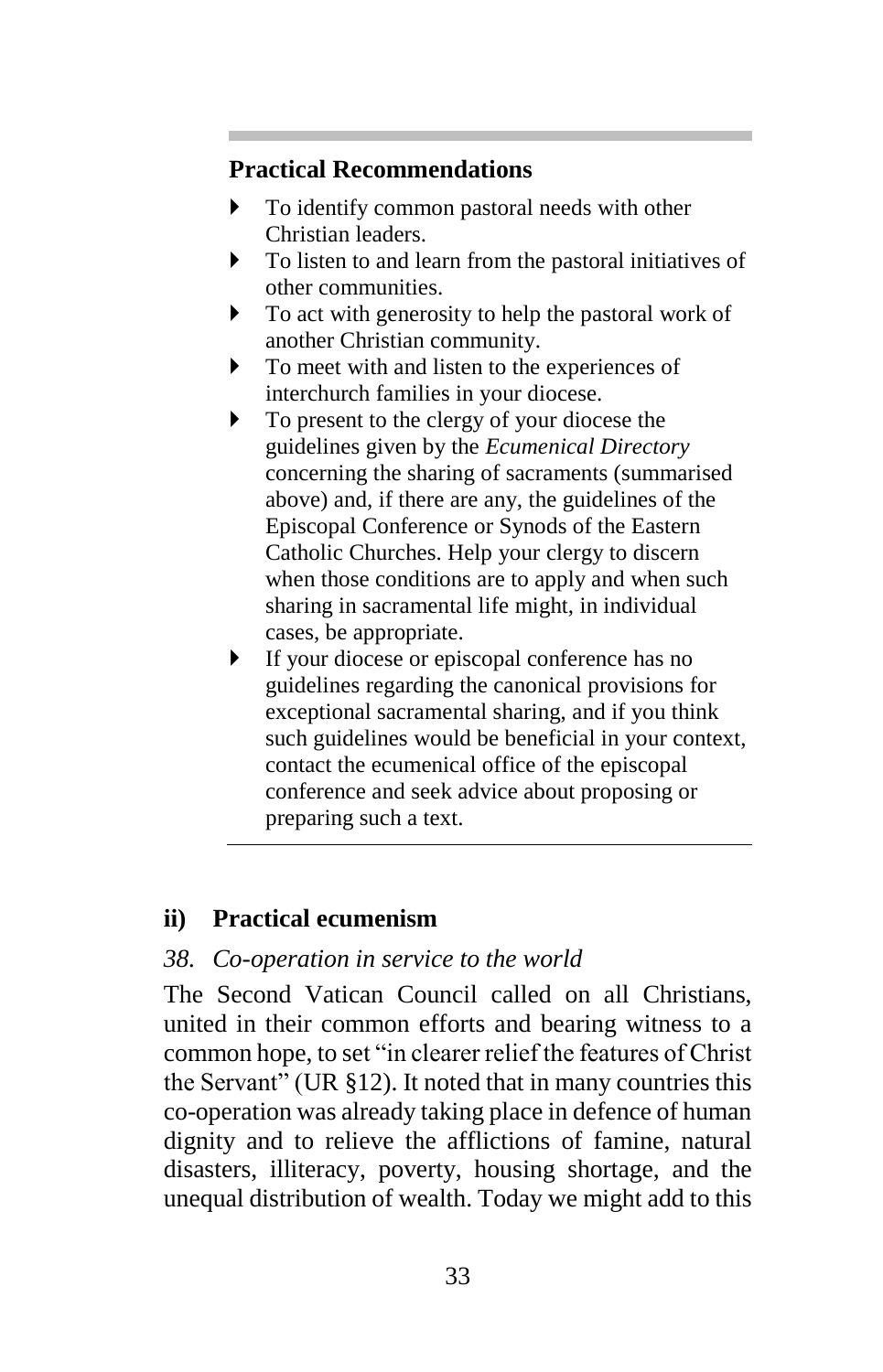**Practical Recommendations**

- To identify common pastoral needs with other Christian leaders.
- To listen to and learn from the pastoral initiatives of other communities.
- To act with generosity to help the pastoral work of another Christian community.
- To meet with and listen to the experiences of interchurch families in your diocese.
- To present to the clergy of your diocese the guidelines given by the *Ecumenical Directory* concerning the sharing of sacraments (summarised above) and, if there are any, the guidelines of the Episcopal Conference or Synods of the Eastern Catholic Churches. Help your clergy to discern when those conditions are to apply and when such sharing in sacramental life might, in individual cases, be appropriate.
- If your diocese or episcopal conference has no guidelines regarding the canonical provisions for exceptional sacramental sharing, and if you think such guidelines would be beneficial in your context, contact the ecumenical office of the episcopal conference and seek advice about proposing or preparing such a text.

## ii) Practical ecumenism

### *38. Co-operation in service to the world*

The Second Vatican Council called on all Christians, united in their common efforts and bearing witness to a common hope, to set "in clearer relief the features of Christ the Servant" (UR §12). It noted that in many countries this co-operation was already taking place in defence of human dignity and to relieve the afflictions of famine, natural disasters, illiteracy, poverty, housing shortage, and the unequal distribution of wealth. Today we might add to this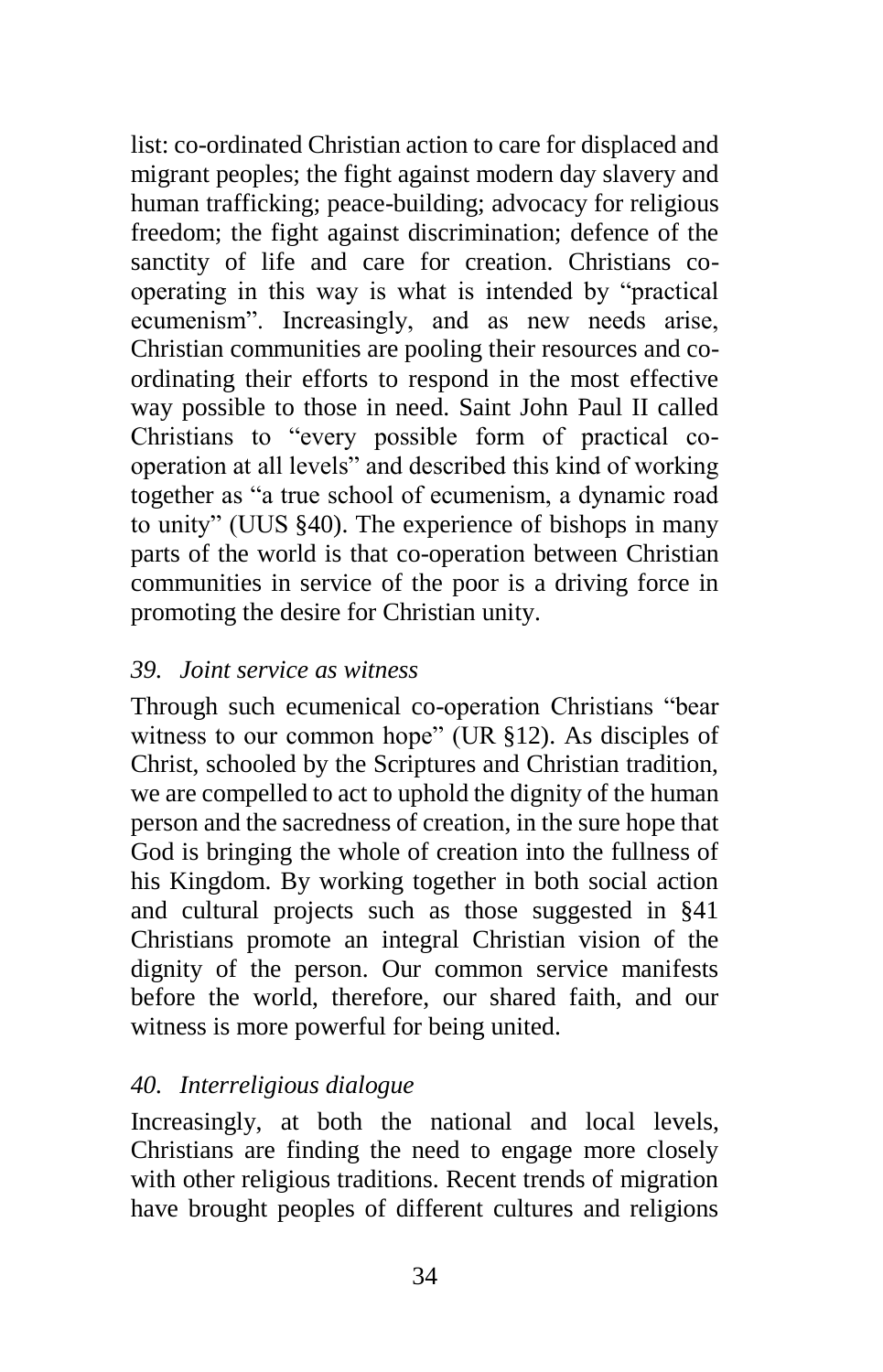list: co-ordinated Christian action to care for displaced and migrant peoples; the fight against modern day slavery and human trafficking; peace-building; advocacy for religious freedom; the fight against discrimination; defence of the sanctity of life and care for creation. Christians co-operating in this way is what is intended by "practical ecumenism". Increasingly, and as new needs arise, Christian communities are pooling their resources and co-ordinating their efforts to respond in the most effective way possible to those in need. Saint John Paul II called Christians to "every possible form of practical co-operation at all levels" and described this kind of working together as "a true school of ecumenism, a dynamic road to unity" (UUS §40). The experience of bishops in many parts of the world is that co-operation between Christian communities in service of the poor is a driving force in promoting the desire for Christian unity.

### *39. Joint service as witness*

Through such ecumenical co-operation Christians "bear witness to our common hope" (UR §12). As disciples of Christ, schooled by the Scriptures and Christian tradition, we are compelled to act to uphold the dignity of the human person and the sacredness of creation, in the sure hope that God is bringing the whole of creation into the fullness of his Kingdom. By working together in both social action and cultural projects such as those suggested in §41 Christians promote an integral Christian vision of the dignity of the person. Our common service manifests before the world, therefore, our shared faith, and our witness is more powerful for being united.

### *40. Interreligious dialogue*

Increasingly, at both the national and local levels, Christians are finding the need to engage more closely with other religious traditions. Recent trends of migration have brought peoples of different cultures and religions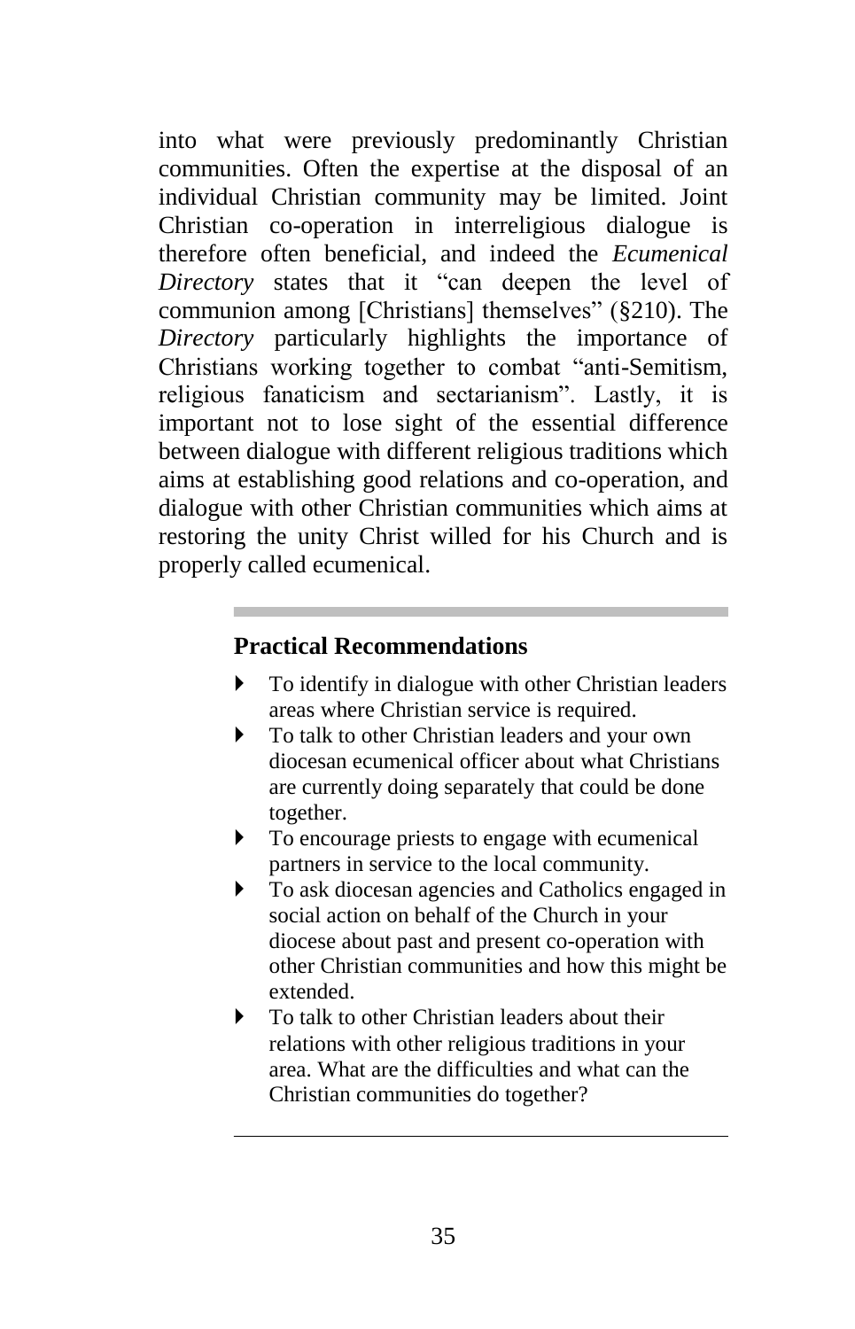into what were previously predominantly Christian communities. Often the expertise at the disposal of an individual Christian community may be limited. Joint Christian co-operation in interreligious dialogue is therefore often beneficial, and indeed the *Ecumenical Directory* states that it "can deepen the level of communion among [Christians] themselves" (§210). The *Directory* particularly highlights the importance of Christians working together to combat "anti-Semitism, religious fanaticism and sectarianism". Lastly, it is important not to lose sight of the essential difference between dialogue with different religious traditions which aims at establishing good relations and co-operation, and dialogue with other Christian communities which aims at restoring the unity Christ willed for his Church and is properly called ecumenical.

### Practical Recommendations

- To identify in dialogue with other Christian leaders areas where Christian service is required.
- To talk to other Christian leaders and your own diocesan ecumenical officer about what Christians are currently doing separately that could be done together.
- To encourage priests to engage with ecumenical partners in service to the local community.
- To ask diocesan agencies and Catholics engaged in social action on behalf of the Church in your diocese about past and present co-operation with other Christian communities and how this might be extended.
- To talk to other Christian leaders about their relations with other religious traditions in your area. What are the difficulties and what can the Christian communities do together?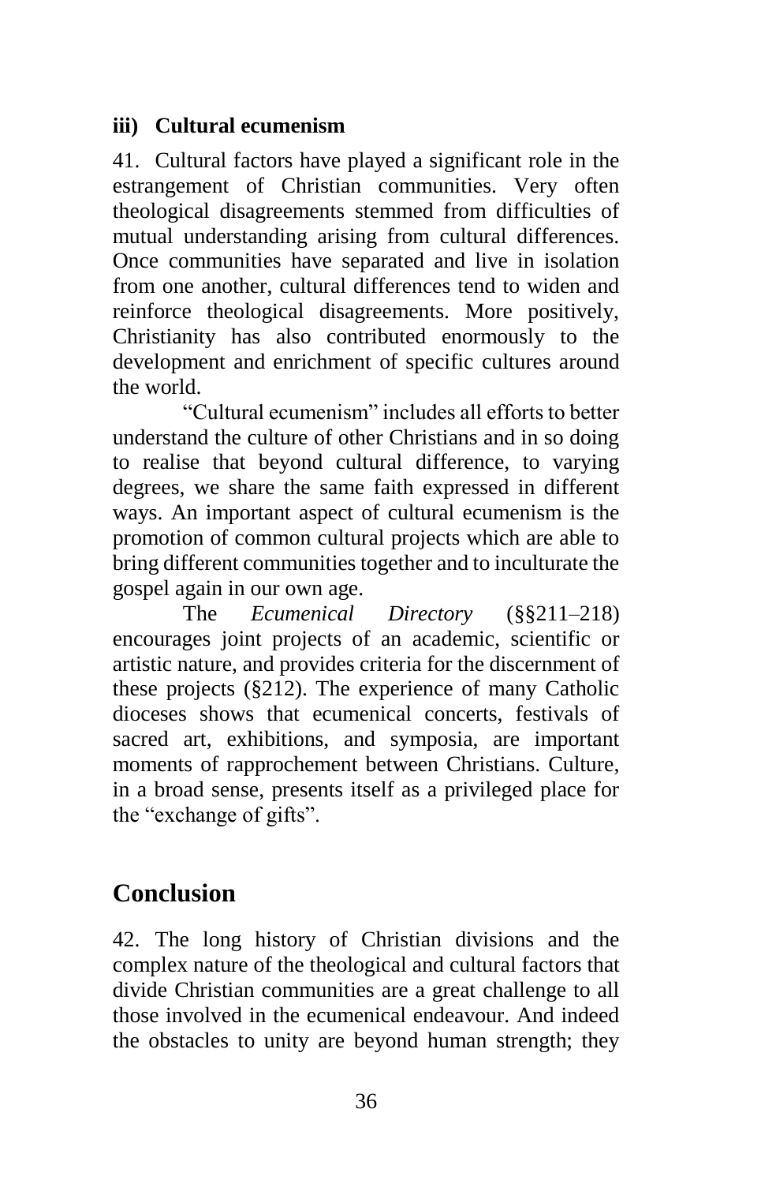### iii) Cultural ecumenism

41. Cultural factors have played a significant role in the estrangement of Christian communities. Very often theological disagreements stemmed from difficulties of mutual understanding arising from cultural differences. Once communities have separated and live in isolation from one another, cultural differences tend to widen and reinforce theological disagreements. More positively, Christianity has also contributed enormously to the development and enrichment of specific cultures around the world.

"Cultural ecumenism" includes all efforts to better understand the culture of other Christians and in so doing to realise that beyond cultural difference, to varying degrees, we share the same faith expressed in different ways. An important aspect of cultural ecumenism is the promotion of common cultural projects which are able to bring different communities together and to inculturate the gospel again in our own age.

The *Ecumenical Directory* (§§211–218) encourages joint projects of an academic, scientific or artistic nature, and provides criteria for the discernment of these projects (§212). The experience of many Catholic dioceses shows that ecumenical concerts, festivals of sacred art, exhibitions, and symposia, are important moments of rapprochement between Christians. Culture, in a broad sense, presents itself as a privileged place for the "exchange of gifts".

## Conclusion

42. The long history of Christian divisions and the complex nature of the theological and cultural factors that divide Christian communities are a great challenge to all those involved in the ecumenical endeavour. And indeed the obstacles to unity are beyond human strength; they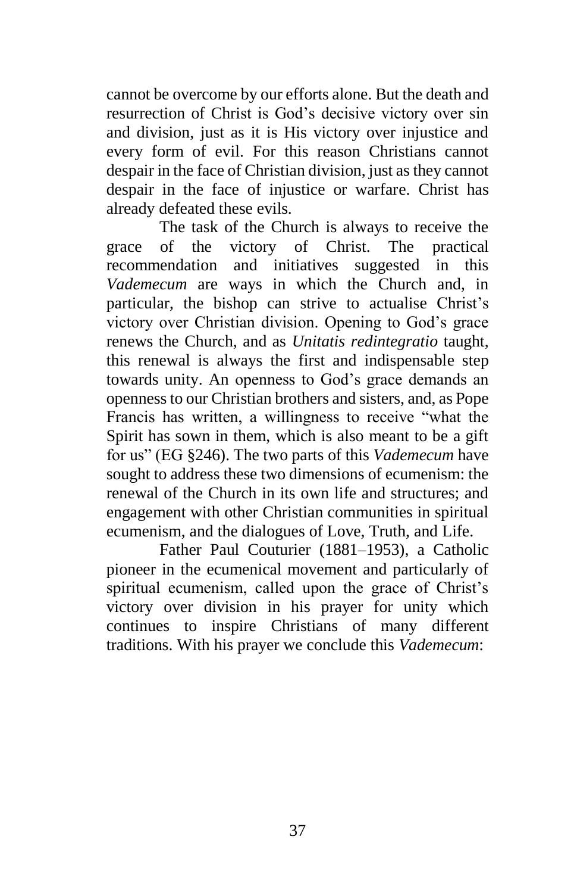cannot be overcome by our efforts alone. But the death and resurrection of Christ is God's decisive victory over sin and division, just as it is His victory over injustice and every form of evil. For this reason Christians cannot despair in the face of Christian division, just as they cannot despair in the face of injustice or warfare. Christ has already defeated these evils.

The task of the Church is always to receive the grace of the victory of Christ. The practical recommendation and initiatives suggested in this *Vademecum* are ways in which the Church and, in particular, the bishop can strive to actualise Christ's victory over Christian division. Opening to God's grace renews the Church, and as *Unitatis redintegratio* taught, this renewal is always the first and indispensable step towards unity. An openness to God's grace demands an openness to our Christian brothers and sisters, and, as Pope Francis has written, a willingness to receive "what the Spirit has sown in them, which is also meant to be a gift for us" (EG §246). The two parts of this *Vademecum* have sought to address these two dimensions of ecumenism: the renewal of the Church in its own life and structures; and engagement with other Christian communities in spiritual ecumenism, and the dialogues of Love, Truth, and Life.

Father Paul Couturier (1881–1953), a Catholic pioneer in the ecumenical movement and particularly of spiritual ecumenism, called upon the grace of Christ's victory over division in his prayer for unity which continues to inspire Christians of many different traditions. With his prayer we conclude this *Vademecum*: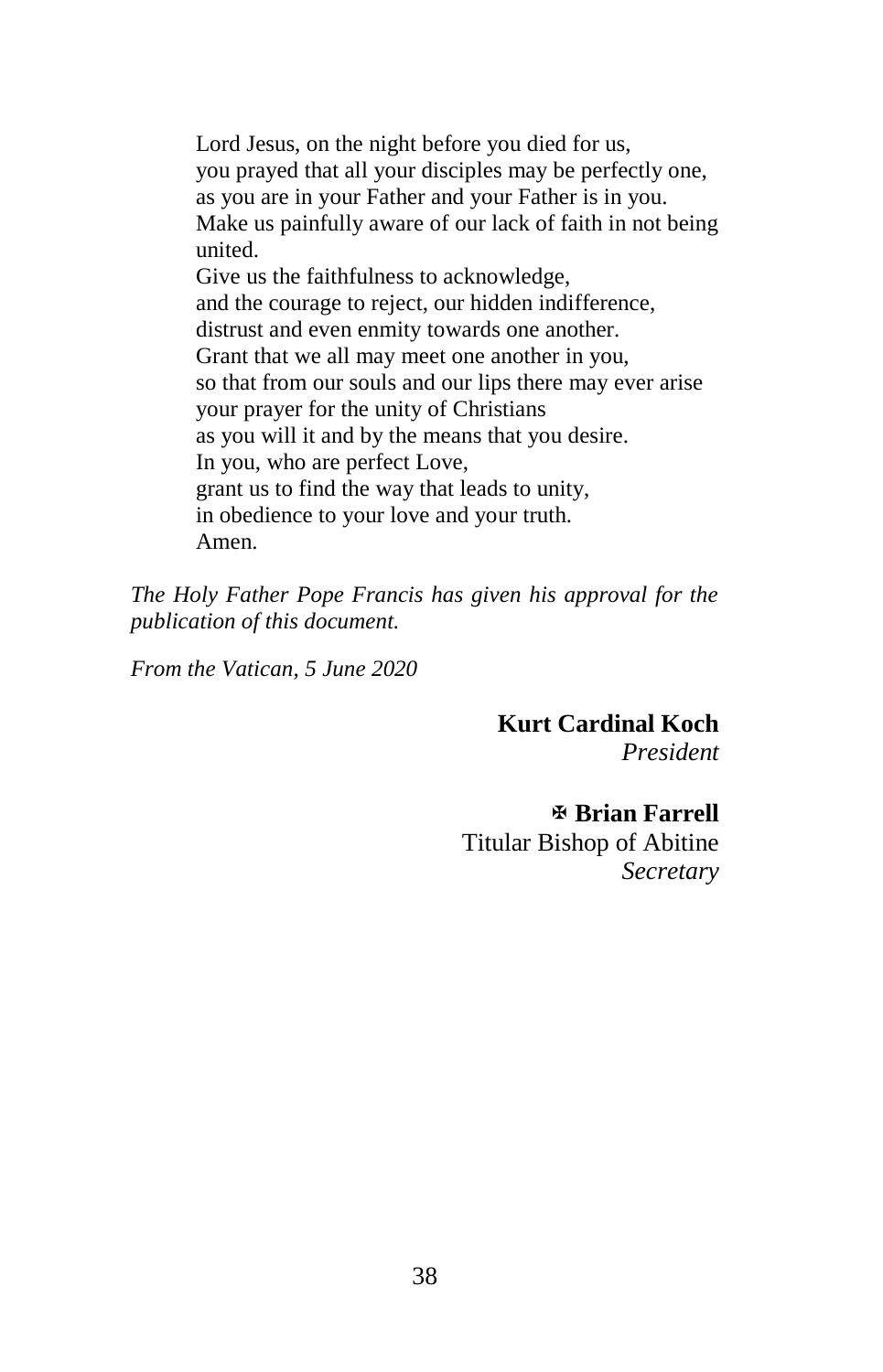Lord Jesus, on the night before you died for us,  
you prayed that all your disciples may be perfectly one,  
as you are in your Father and your Father is in you.  
Make us painfully aware of our lack of faith in not being united.  
Give us the faithfulness to acknowledge,  
and the courage to reject, our hidden indifference,  
distrust and even enmity towards one another.  
Grant that we all may meet one another in you,  
so that from our souls and our lips there may ever arise  
your prayer for the unity of Christians  
as you will it and by the means that you desire.  
In you, who are perfect Love,  
grant us to find the way that leads to unity,  
in obedience to your love and your truth.  
Amen.

*The Holy Father Pope Francis has given his approval for the publication of this document.*

*From the Vatican, 5 June 2020*

**Kurt Cardinal Koch**  
*President*

✠ **Brian Farrell**  
Titular Bishop of Abitine  
*Secretary*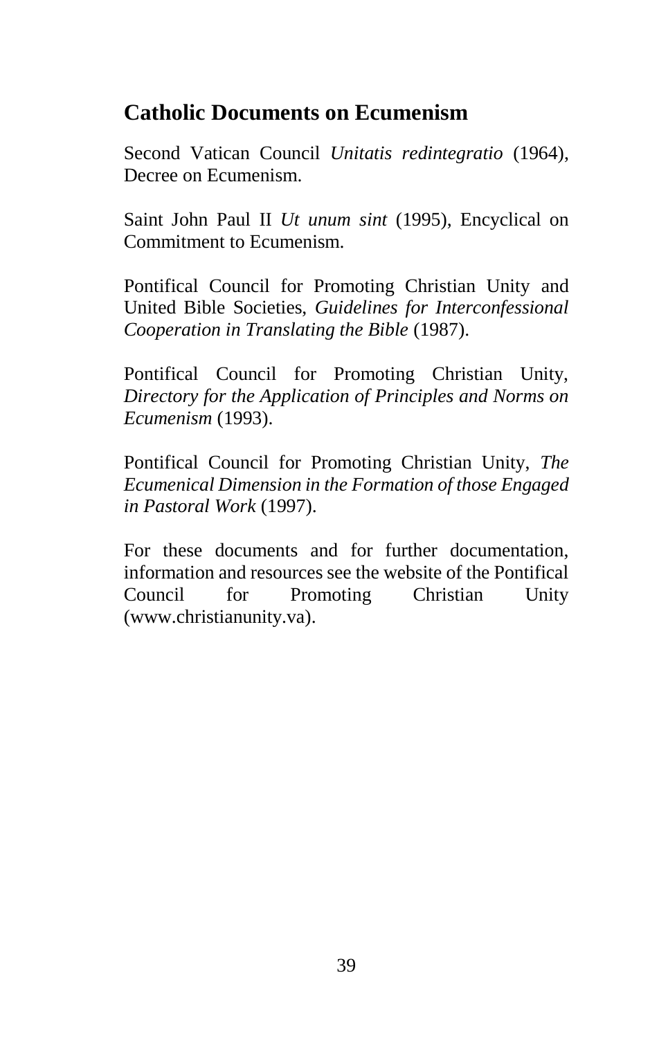## Catholic Documents on Ecumenism

Second Vatican Council *Unitatis redintegratio* (1964), Decree on Ecumenism.

Saint John Paul II *Ut unum sint* (1995), Encyclical on Commitment to Ecumenism.

Pontifical Council for Promoting Christian Unity and United Bible Societies, *Guidelines for Interconfessional Cooperation in Translating the Bible* (1987).

Pontifical Council for Promoting Christian Unity, *Directory for the Application of Principles and Norms on Ecumenism* (1993).

Pontifical Council for Promoting Christian Unity, *The Ecumenical Dimension in the Formation of those Engaged in Pastoral Work* (1997).

For these documents and for further documentation, information and resources see the website of the Pontifical Council for Promoting Christian Unity (www.christianunity.va).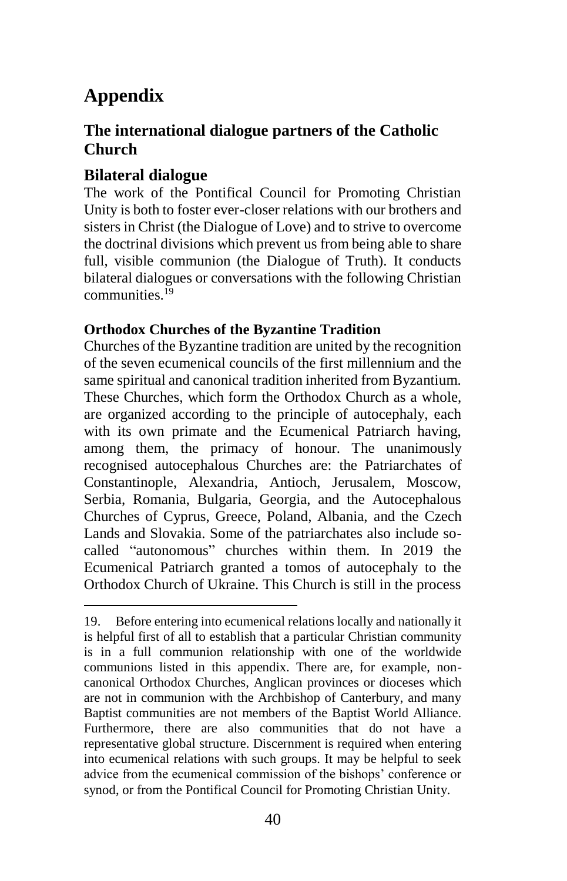# Appendix

## The international dialogue partners of the Catholic Church

### Bilateral dialogue

The work of the Pontifical Council for Promoting Christian Unity is both to foster ever-closer relations with our brothers and sisters in Christ (the Dialogue of Love) and to strive to overcome the doctrinal divisions which prevent us from being able to share full, visible communion (the Dialogue of Truth). It conducts bilateral dialogues or conversations with the following Christian communities.[19]

#### Orthodox Churches of the Byzantine Tradition

Churches of the Byzantine tradition are united by the recognition of the seven ecumenical councils of the first millennium and the same spiritual and canonical tradition inherited from Byzantium. These Churches, which form the Orthodox Church as a whole, are organized according to the principle of autocephaly, each with its own primate and the Ecumenical Patriarch having, among them, the primacy of honour. The unanimously recognised autocephalous Churches are: the Patriarchates of Constantinople, Alexandria, Antioch, Jerusalem, Moscow, Serbia, Romania, Bulgaria, Georgia, and the Autocephalous Churches of Cyprus, Greece, Poland, Albania, and the Czech Lands and Slovakia. Some of the patriarchates also include so-called "autonomous" churches within them. In 2019 the Ecumenical Patriarch granted a tomos of autocephaly to the Orthodox Church of Ukraine. This Church is still in the process

---

19. Before entering into ecumenical relations locally and nationally it is helpful first of all to establish that a particular Christian community is in a full communion relationship with one of the worldwide communions listed in this appendix. There are, for example, non-canonical Orthodox Churches, Anglican provinces or dioceses which are not in communion with the Archbishop of Canterbury, and many Baptist communities are not members of the Baptist World Alliance. Furthermore, there are also communities that do not have a representative global structure. Discernment is required when entering into ecumenical relations with such groups. It may be helpful to seek advice from the ecumenical commission of the bishops' conference or synod, or from the Pontifical Council for Promoting Christian Unity.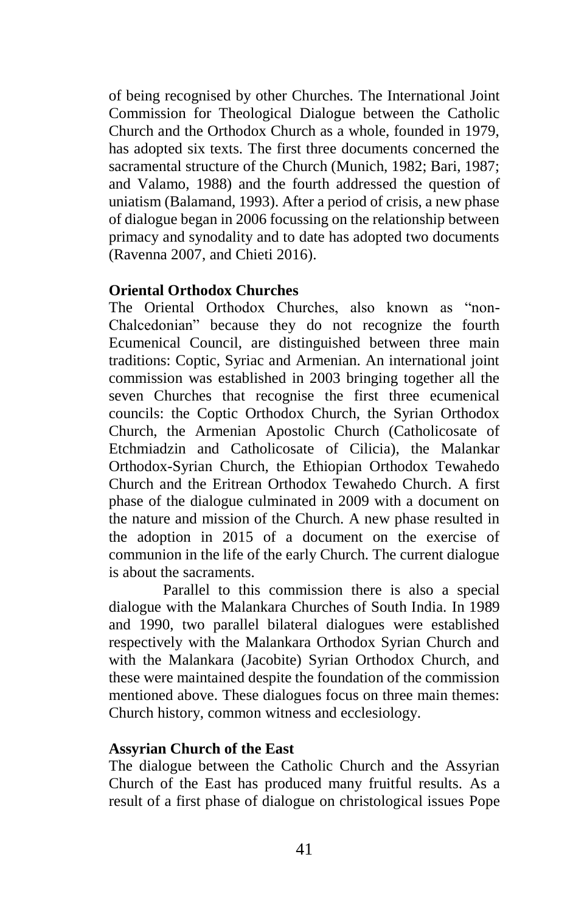of being recognised by other Churches. The International Joint Commission for Theological Dialogue between the Catholic Church and the Orthodox Church as a whole, founded in 1979, has adopted six texts. The first three documents concerned the sacramental structure of the Church (Munich, 1982; Bari, 1987; and Valamo, 1988) and the fourth addressed the question of uniatism (Balamand, 1993). After a period of crisis, a new phase of dialogue began in 2006 focussing on the relationship between primacy and synodality and to date has adopted two documents (Ravenna 2007, and Chieti 2016).

**Oriental Orthodox Churches**

The Oriental Orthodox Churches, also known as "non-Chalcedonian" because they do not recognize the fourth Ecumenical Council, are distinguished between three main traditions: Coptic, Syriac and Armenian. An international joint commission was established in 2003 bringing together all the seven Churches that recognise the first three ecumenical councils: the Coptic Orthodox Church, the Syrian Orthodox Church, the Armenian Apostolic Church (Catholicosate of Etchmiadzin and Catholicosate of Cilicia), the Malankar Orthodox-Syrian Church, the Ethiopian Orthodox Tewahedo Church and the Eritrean Orthodox Tewahedo Church. A first phase of the dialogue culminated in 2009 with a document on the nature and mission of the Church. A new phase resulted in the adoption in 2015 of a document on the exercise of communion in the life of the early Church. The current dialogue is about the sacraments.

Parallel to this commission there is also a special dialogue with the Malankara Churches of South India. In 1989 and 1990, two parallel bilateral dialogues were established respectively with the Malankara Orthodox Syrian Church and with the Malankara (Jacobite) Syrian Orthodox Church, and these were maintained despite the foundation of the commission mentioned above. These dialogues focus on three main themes: Church history, common witness and ecclesiology.

**Assyrian Church of the East**

The dialogue between the Catholic Church and the Assyrian Church of the East has produced many fruitful results. As a result of a first phase of dialogue on christological issues Pope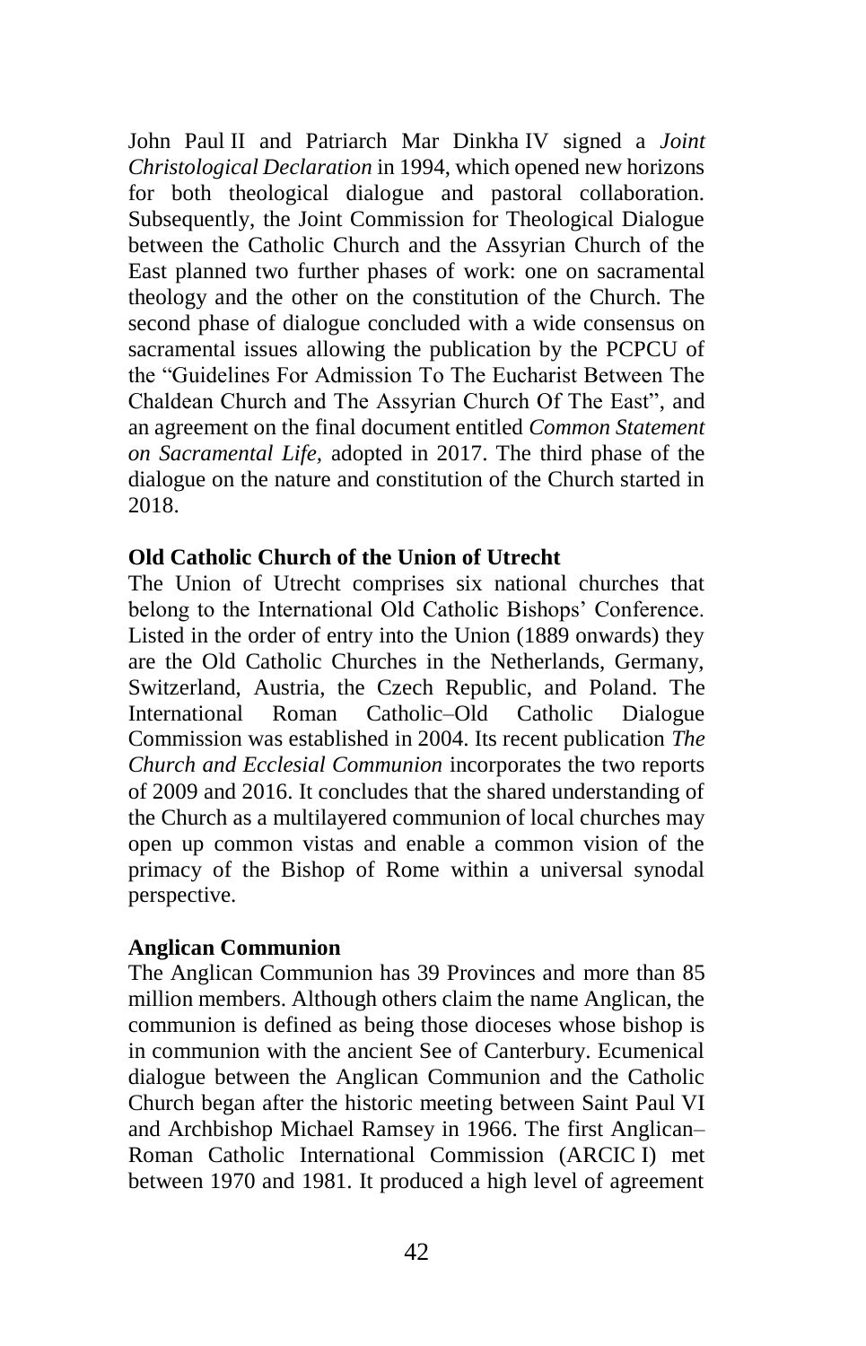John Paul II and Patriarch Mar Dinkha IV signed a *Joint Christological Declaration* in 1994, which opened new horizons for both theological dialogue and pastoral collaboration. Subsequently, the Joint Commission for Theological Dialogue between the Catholic Church and the Assyrian Church of the East planned two further phases of work: one on sacramental theology and the other on the constitution of the Church. The second phase of dialogue concluded with a wide consensus on sacramental issues allowing the publication by the PCPCU of the "Guidelines For Admission To The Eucharist Between The Chaldean Church and The Assyrian Church Of The East", and an agreement on the final document entitled *Common Statement on Sacramental Life,* adopted in 2017. The third phase of the dialogue on the nature and constitution of the Church started in 2018.

**Old Catholic Church of the Union of Utrecht**

The Union of Utrecht comprises six national churches that belong to the International Old Catholic Bishops' Conference. Listed in the order of entry into the Union (1889 onwards) they are the Old Catholic Churches in the Netherlands, Germany, Switzerland, Austria, the Czech Republic, and Poland. The International Roman Catholic–Old Catholic Dialogue Commission was established in 2004. Its recent publication *The Church and Ecclesial Communion* incorporates the two reports of 2009 and 2016. It concludes that the shared understanding of the Church as a multilayered communion of local churches may open up common vistas and enable a common vision of the primacy of the Bishop of Rome within a universal synodal perspective.

**Anglican Communion**

The Anglican Communion has 39 Provinces and more than 85 million members. Although others claim the name Anglican, the communion is defined as being those dioceses whose bishop is in communion with the ancient See of Canterbury. Ecumenical dialogue between the Anglican Communion and the Catholic Church began after the historic meeting between Saint Paul VI and Archbishop Michael Ramsey in 1966. The first Anglican–Roman Catholic International Commission (ARCIC I) met between 1970 and 1981. It produced a high level of agreement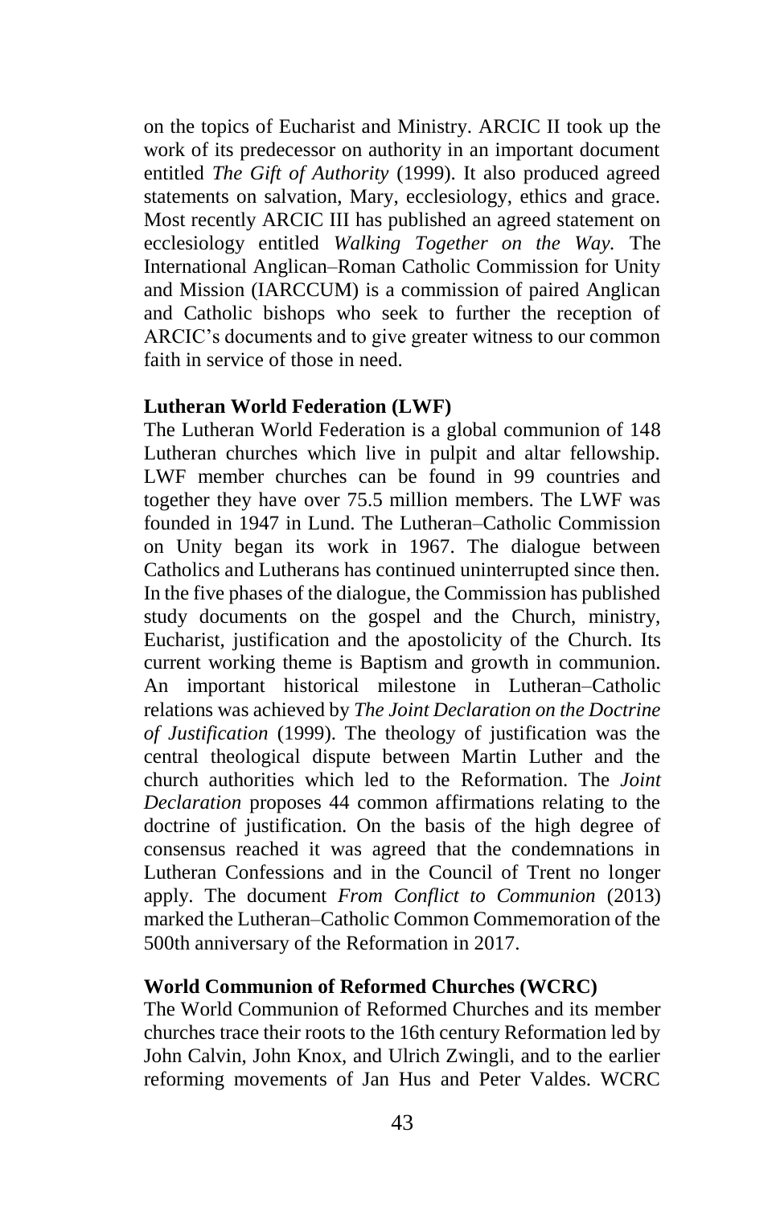on the topics of Eucharist and Ministry. ARCIC II took up the work of its predecessor on authority in an important document entitled *The Gift of Authority* (1999). It also produced agreed statements on salvation, Mary, ecclesiology, ethics and grace. Most recently ARCIC III has published an agreed statement on ecclesiology entitled *Walking Together on the Way.* The International Anglican–Roman Catholic Commission for Unity and Mission (IARCCUM) is a commission of paired Anglican and Catholic bishops who seek to further the reception of ARCIC's documents and to give greater witness to our common faith in service of those in need.

**Lutheran World Federation (LWF)**

The Lutheran World Federation is a global communion of 148 Lutheran churches which live in pulpit and altar fellowship. LWF member churches can be found in 99 countries and together they have over 75.5 million members. The LWF was founded in 1947 in Lund. The Lutheran–Catholic Commission on Unity began its work in 1967. The dialogue between Catholics and Lutherans has continued uninterrupted since then. In the five phases of the dialogue, the Commission has published study documents on the gospel and the Church, ministry, Eucharist, justification and the apostolicity of the Church. Its current working theme is Baptism and growth in communion. An important historical milestone in Lutheran–Catholic relations was achieved by *The Joint Declaration on the Doctrine of Justification* (1999). The theology of justification was the central theological dispute between Martin Luther and the church authorities which led to the Reformation. The *Joint Declaration* proposes 44 common affirmations relating to the doctrine of justification. On the basis of the high degree of consensus reached it was agreed that the condemnations in Lutheran Confessions and in the Council of Trent no longer apply. The document *From Conflict to Communion* (2013) marked the Lutheran–Catholic Common Commemoration of the 500th anniversary of the Reformation in 2017.

**World Communion of Reformed Churches (WCRC)**

The World Communion of Reformed Churches and its member churches trace their roots to the 16th century Reformation led by John Calvin, John Knox, and Ulrich Zwingli, and to the earlier reforming movements of Jan Hus and Peter Valdes. WCRC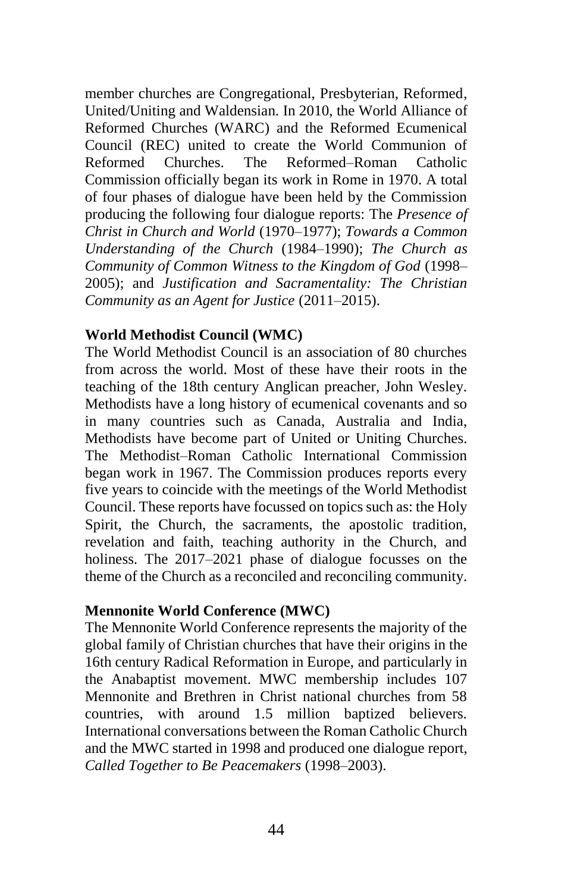member churches are Congregational, Presbyterian, Reformed, United/Uniting and Waldensian. In 2010, the World Alliance of Reformed Churches (WARC) and the Reformed Ecumenical Council (REC) united to create the World Communion of Reformed Churches. The Reformed–Roman Catholic Commission officially began its work in Rome in 1970. A total of four phases of dialogue have been held by the Commission producing the following four dialogue reports: The *Presence of Christ in Church and World* (1970–1977); *Towards a Common Understanding of the Church* (1984–1990); *The Church as Community of Common Witness to the Kingdom of God* (1998–2005); and *Justification and Sacramentality: The Christian Community as an Agent for Justice* (2011–2015).

**World Methodist Council (WMC)**

The World Methodist Council is an association of 80 churches from across the world. Most of these have their roots in the teaching of the 18th century Anglican preacher, John Wesley. Methodists have a long history of ecumenical covenants and so in many countries such as Canada, Australia and India, Methodists have become part of United or Uniting Churches. The Methodist–Roman Catholic International Commission began work in 1967. The Commission produces reports every five years to coincide with the meetings of the World Methodist Council. These reports have focussed on topics such as: the Holy Spirit, the Church, the sacraments, the apostolic tradition, revelation and faith, teaching authority in the Church, and holiness. The 2017–2021 phase of dialogue focusses on the theme of the Church as a reconciled and reconciling community.

**Mennonite World Conference (MWC)**

The Mennonite World Conference represents the majority of the global family of Christian churches that have their origins in the 16th century Radical Reformation in Europe, and particularly in the Anabaptist movement. MWC membership includes 107 Mennonite and Brethren in Christ national churches from 58 countries, with around 1.5 million baptized believers. International conversations between the Roman Catholic Church and the MWC started in 1998 and produced one dialogue report, *Called Together to Be Peacemakers* (1998–2003).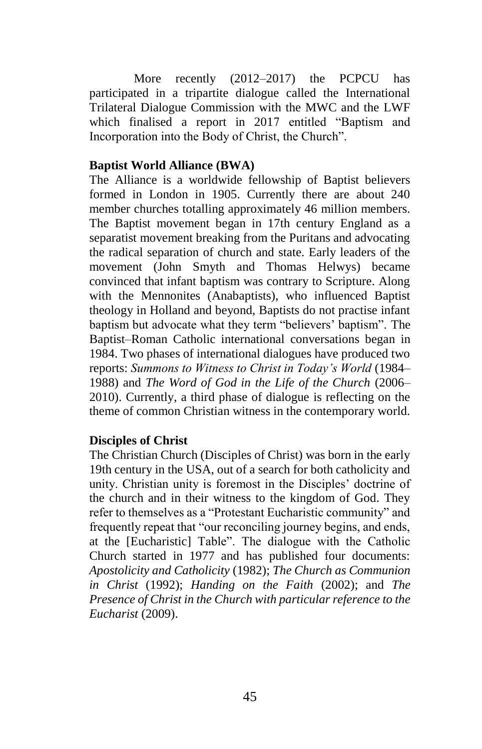More recently (2012–2017) the PCPCU has participated in a tripartite dialogue called the International Trilateral Dialogue Commission with the MWC and the LWF which finalised a report in 2017 entitled "Baptism and Incorporation into the Body of Christ, the Church".

**Baptist World Alliance (BWA)**

The Alliance is a worldwide fellowship of Baptist believers formed in London in 1905. Currently there are about 240 member churches totalling approximately 46 million members. The Baptist movement began in 17th century England as a separatist movement breaking from the Puritans and advocating the radical separation of church and state. Early leaders of the movement (John Smyth and Thomas Helwys) became convinced that infant baptism was contrary to Scripture. Along with the Mennonites (Anabaptists), who influenced Baptist theology in Holland and beyond, Baptists do not practise infant baptism but advocate what they term "believers' baptism". The Baptist–Roman Catholic international conversations began in 1984. Two phases of international dialogues have produced two reports: ***Summons to Witness to Christ in Today's World*** (1984–1988) and *The Word of God in the Life of the Church* (2006–2010). Currently, a third phase of dialogue is reflecting on the theme of common Christian witness in the contemporary world.

**Disciples of Christ**

The Christian Church (Disciples of Christ) was born in the early 19th century in the USA, out of a search for both catholicity and unity. Christian unity is foremost in the Disciples' doctrine of the church and in their witness to the kingdom of God. They refer to themselves as a "Protestant Eucharistic community" and frequently repeat that "our reconciling journey begins, and ends, at the [Eucharistic] Table". The dialogue with the Catholic Church started in 1977 and has published four documents: *Apostolicity and Catholicity* (1982); *The Church as Communion in Christ* (1992); *Handing on the Faith* (2002); and *The Presence of Christ in the Church with particular reference to the Eucharist* (2009).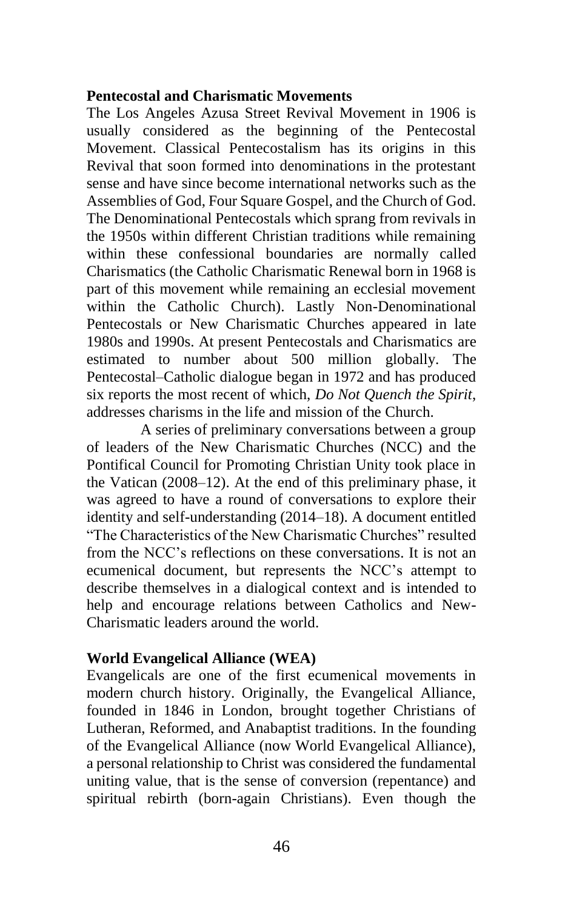**Pentecostal and Charismatic Movements**

The Los Angeles Azusa Street Revival Movement in 1906 is usually considered as the beginning of the Pentecostal Movement. Classical Pentecostalism has its origins in this Revival that soon formed into denominations in the protestant sense and have since become international networks such as the Assemblies of God, Four Square Gospel, and the Church of God. The Denominational Pentecostals which sprang from revivals in the 1950s within different Christian traditions while remaining within these confessional boundaries are normally called Charismatics (the Catholic Charismatic Renewal born in 1968 is part of this movement while remaining an ecclesial movement within the Catholic Church). Lastly Non-Denominational Pentecostals or New Charismatic Churches appeared in late 1980s and 1990s. At present Pentecostals and Charismatics are estimated to number about 500 million globally. The Pentecostal–Catholic dialogue began in 1972 and has produced six reports the most recent of which, *Do Not Quench the Spirit*, addresses charisms in the life and mission of the Church.

A series of preliminary conversations between a group of leaders of the New Charismatic Churches (NCC) and the Pontifical Council for Promoting Christian Unity took place in the Vatican (2008–12). At the end of this preliminary phase, it was agreed to have a round of conversations to explore their identity and self-understanding (2014–18). A document entitled "The Characteristics of the New Charismatic Churches" resulted from the NCC's reflections on these conversations. It is not an ecumenical document, but represents the NCC's attempt to describe themselves in a dialogical context and is intended to help and encourage relations between Catholics and New-Charismatic leaders around the world.

**World Evangelical Alliance (WEA)**

Evangelicals are one of the first ecumenical movements in modern church history. Originally, the Evangelical Alliance, founded in 1846 in London, brought together Christians of Lutheran, Reformed, and Anabaptist traditions. In the founding of the Evangelical Alliance (now World Evangelical Alliance), a personal relationship to Christ was considered the fundamental uniting value, that is the sense of conversion (repentance) and spiritual rebirth (born-again Christians). Even though the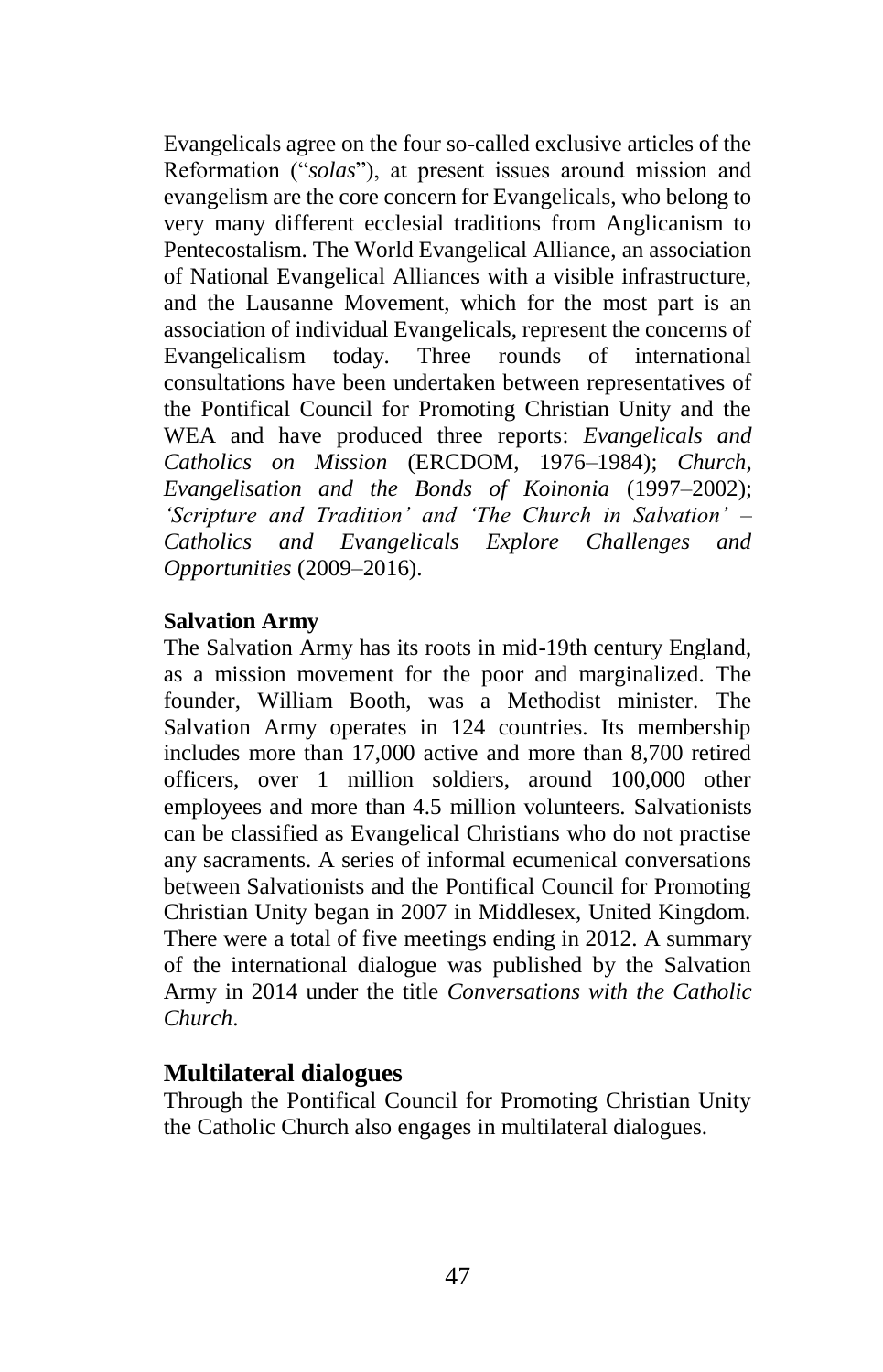Evangelicals agree on the four so-called exclusive articles of the Reformation ("*solas*"), at present issues around mission and evangelism are the core concern for Evangelicals, who belong to very many different ecclesial traditions from Anglicanism to Pentecostalism. The World Evangelical Alliance, an association of National Evangelical Alliances with a visible infrastructure, and the Lausanne Movement, which for the most part is an association of individual Evangelicals, represent the concerns of Evangelicalism today. Three rounds of international consultations have been undertaken between representatives of the Pontifical Council for Promoting Christian Unity and the WEA and have produced three reports: *Evangelicals and Catholics on Mission* (ERCDOM, 1976–1984); *Church, Evangelisation and the Bonds of Koinonia* (1997–2002); *'Scripture and Tradition' and 'The Church in Salvation' – Catholics and Evangelicals Explore Challenges and Opportunities* (2009–2016).

**Salvation Army**

The Salvation Army has its roots in mid-19th century England, as a mission movement for the poor and marginalized. The founder, William Booth, was a Methodist minister. The Salvation Army operates in 124 countries. Its membership includes more than 17,000 active and more than 8,700 retired officers, over 1 million soldiers, around 100,000 other employees and more than 4.5 million volunteers. Salvationists can be classified as Evangelical Christians who do not practise any sacraments. A series of informal ecumenical conversations between Salvationists and the Pontifical Council for Promoting Christian Unity began in 2007 in Middlesex, United Kingdom. There were a total of five meetings ending in 2012. A summary of the international dialogue was published by the Salvation Army in 2014 under the title *Conversations with the Catholic Church*.

## Multilateral dialogues

Through the Pontifical Council for Promoting Christian Unity the Catholic Church also engages in multilateral dialogues.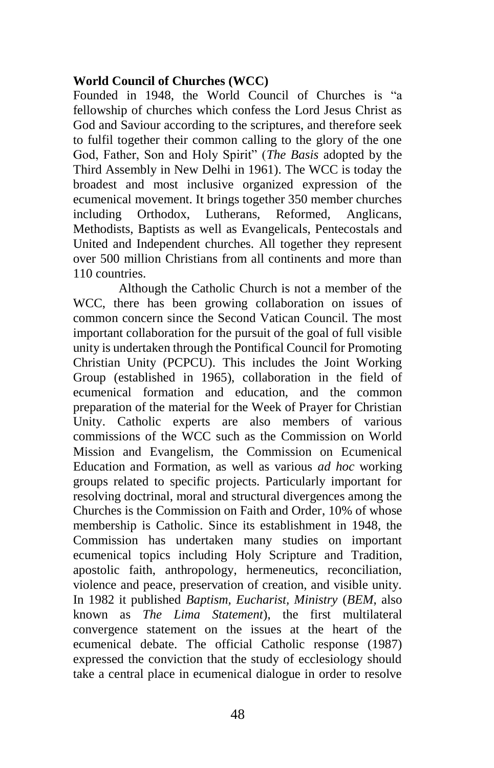**World Council of Churches (WCC)**

Founded in 1948, the World Council of Churches is "a fellowship of churches which confess the Lord Jesus Christ as God and Saviour according to the scriptures, and therefore seek to fulfil together their common calling to the glory of the one God, Father, Son and Holy Spirit" (*The Basis* adopted by the Third Assembly in New Delhi in 1961). The WCC is today the broadest and most inclusive organized expression of the ecumenical movement. It brings together 350 member churches including Orthodox, Lutherans, Reformed, Anglicans, Methodists, Baptists as well as Evangelicals, Pentecostals and United and Independent churches. All together they represent over 500 million Christians from all continents and more than 110 countries.

Although the Catholic Church is not a member of the WCC, there has been growing collaboration on issues of common concern since the Second Vatican Council. The most important collaboration for the pursuit of the goal of full visible unity is undertaken through the Pontifical Council for Promoting Christian Unity (PCPCU). This includes the Joint Working Group (established in 1965), collaboration in the field of ecumenical formation and education, and the common preparation of the material for the Week of Prayer for Christian Unity. Catholic experts are also members of various commissions of the WCC such as the Commission on World Mission and Evangelism, the Commission on Ecumenical Education and Formation, as well as various *ad hoc* working groups related to specific projects. Particularly important for resolving doctrinal, moral and structural divergences among the Churches is the Commission on Faith and Order, 10% of whose membership is Catholic. Since its establishment in 1948, the Commission has undertaken many studies on important ecumenical topics including Holy Scripture and Tradition, apostolic faith, anthropology, hermeneutics, reconciliation, violence and peace, preservation of creation, and visible unity. In 1982 it published *Baptism, Eucharist, Ministry* (*BEM*, also known as *The Lima Statement*), the first multilateral convergence statement on the issues at the heart of the ecumenical debate. The official Catholic response (1987) expressed the conviction that the study of ecclesiology should take a central place in ecumenical dialogue in order to resolve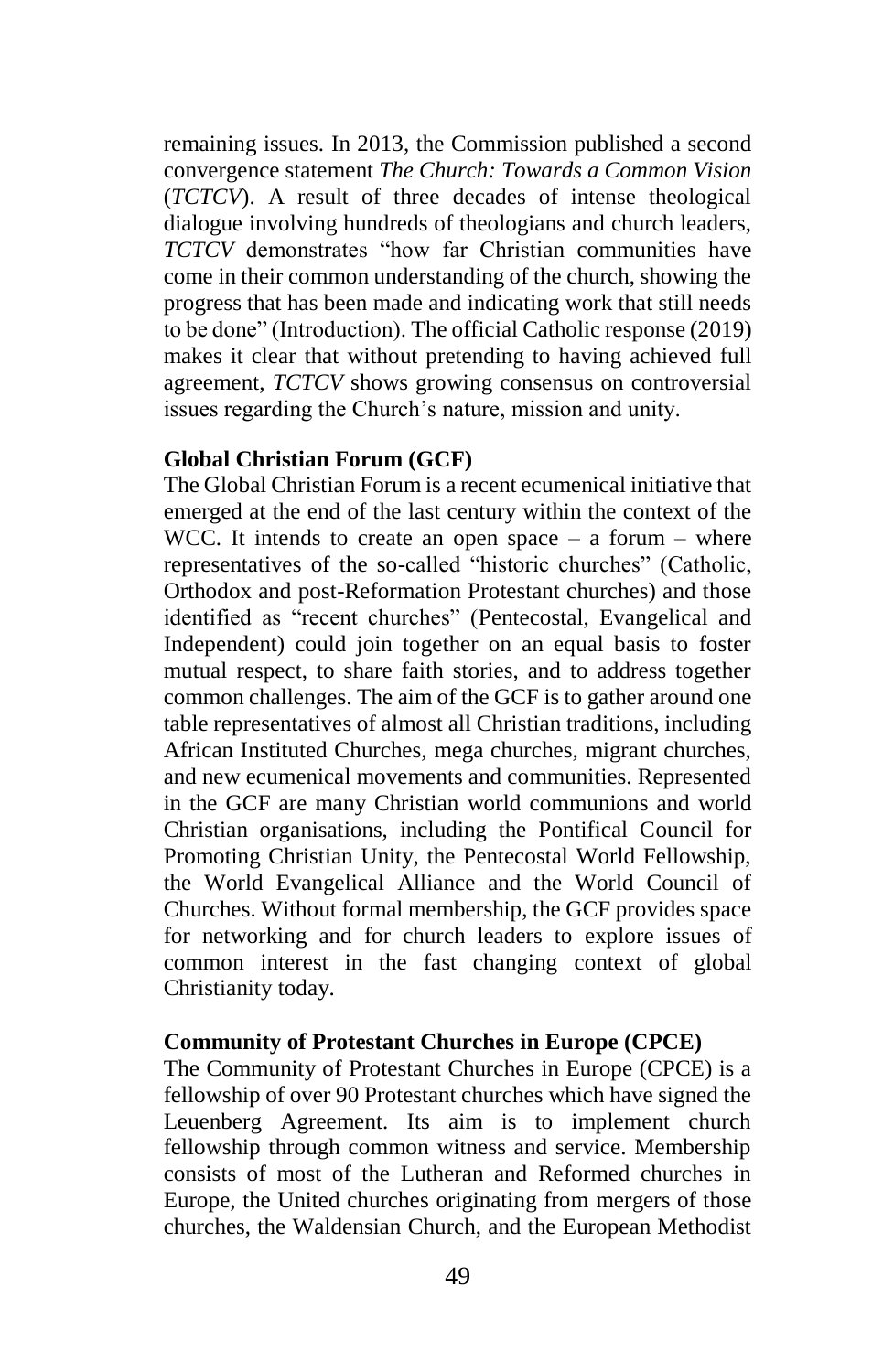remaining issues. In 2013, the Commission published a second convergence statement *The Church: Towards a Common Vision* (*TCTCV*). A result of three decades of intense theological dialogue involving hundreds of theologians and church leaders, *TCTCV* demonstrates "how far Christian communities have come in their common understanding of the church, showing the progress that has been made and indicating work that still needs to be done" (Introduction). The official Catholic response (2019) makes it clear that without pretending to having achieved full agreement, *TCTCV* shows growing consensus on controversial issues regarding the Church's nature, mission and unity.

**Global Christian Forum (GCF)**

The Global Christian Forum is a recent ecumenical initiative that emerged at the end of the last century within the context of the WCC. It intends to create an open space – a forum – where representatives of the so-called "historic churches" (Catholic, Orthodox and post-Reformation Protestant churches) and those identified as "recent churches" (Pentecostal, Evangelical and Independent) could join together on an equal basis to foster mutual respect, to share faith stories, and to address together common challenges. The aim of the GCF is to gather around one table representatives of almost all Christian traditions, including African Instituted Churches, mega churches, migrant churches, and new ecumenical movements and communities. Represented in the GCF are many Christian world communions and world Christian organisations, including the Pontifical Council for Promoting Christian Unity, the Pentecostal World Fellowship, the World Evangelical Alliance and the World Council of Churches. Without formal membership, the GCF provides space for networking and for church leaders to explore issues of common interest in the fast changing context of global Christianity today.

**Community of Protestant Churches in Europe (CPCE)**

The Community of Protestant Churches in Europe (CPCE) is a fellowship of over 90 Protestant churches which have signed the Leuenberg Agreement. Its aim is to implement church fellowship through common witness and service. Membership consists of most of the Lutheran and Reformed churches in Europe, the United churches originating from mergers of those churches, the Waldensian Church, and the European Methodist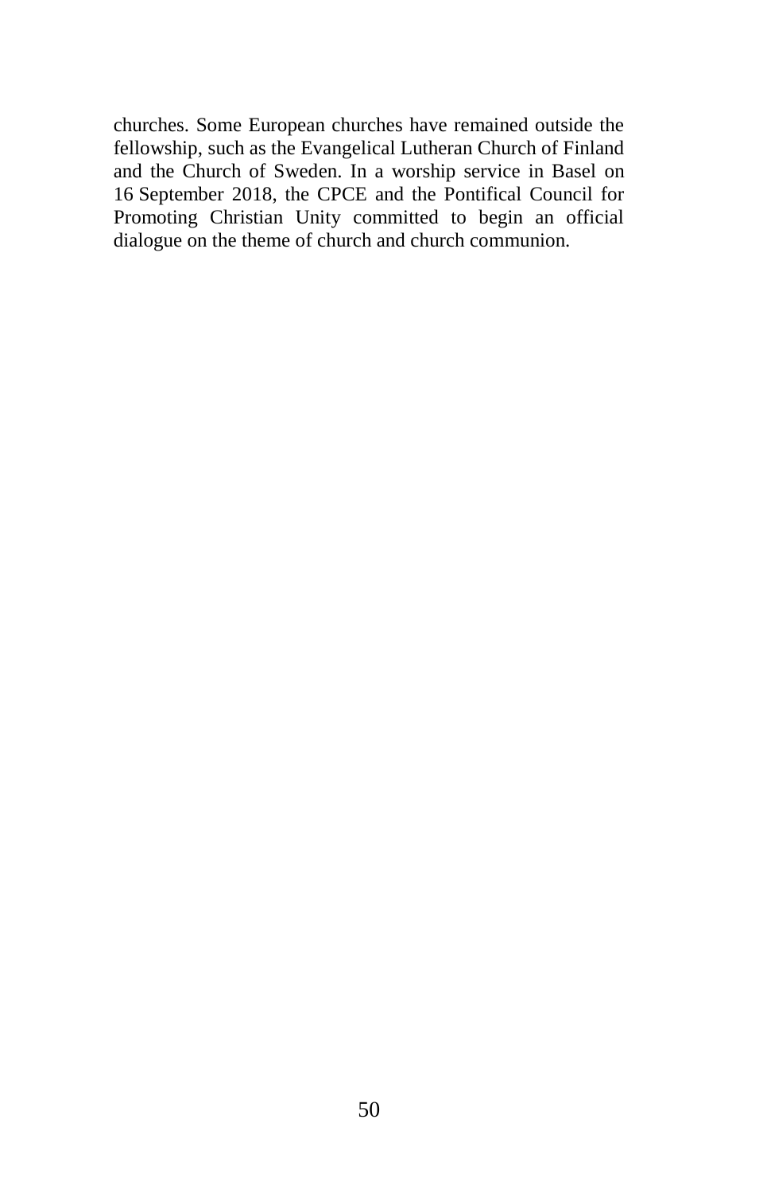churches. Some European churches have remained outside the fellowship, such as the Evangelical Lutheran Church of Finland and the Church of Sweden. In a worship service in Basel on 16 September 2018, the CPCE and the Pontifical Council for Promoting Christian Unity committed to begin an official dialogue on the theme of church and church communion.